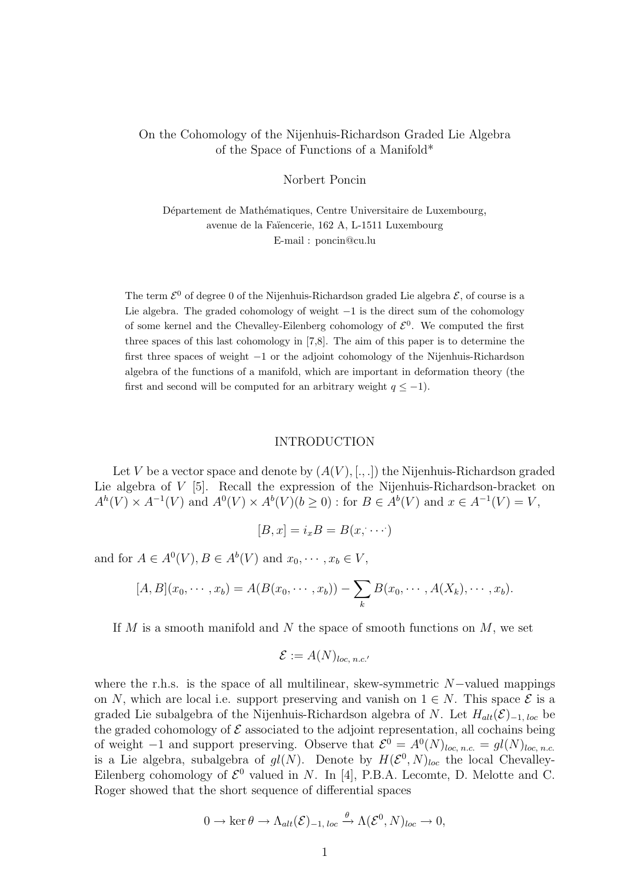# On the Cohomology of the Nijenhuis-Richardson Graded Lie Algebra of the Space of Functions of a Manifold*

Norbert Poncin

Département de Mathématiques, Centre Universitaire de Luxembourg,
avenue de la Faïencerie, 162 A, L-1511 Luxembourg
E-mail : poncin@cu.lu

The term $\mathcal{E}^0$ of degree 0 of the Nijenhuis-Richardson graded Lie algebra $\mathcal{E}$, of course is a Lie algebra. The graded cohomology of weight $-1$ is the direct sum of the cohomology of some kernel and the Chevalley-Eilenberg cohomology of $\mathcal{E}^0$. We computed the first three spaces of this last cohomology in [7,8]. The aim of this paper is to determine the first three spaces of weight $-1$ or the adjoint cohomology of the Nijenhuis-Richardson algebra of the functions of a manifold, which are important in deformation theory (the first and second will be computed for an arbitrary weight $q \leq -1$).

## INTRODUCTION

Let $V$ be a vector space and denote by $(A(V), [.,.])$ the Nijenhuis-Richardson graded Lie algebra of $V$ [5]. Recall the expression of the Nijenhuis-Richardson-bracket on $A^h(V) \times A^{-1}(V)$ and $A^0(V) \times A^b(V) (b \geq 0)$ : for $B \in A^b(V)$ and $x \in A^{-1}(V) = V$,

$$[B, x] = i_x B = B(x, \cdot \cdots \cdot)$$

and for $A \in A^0(V), B \in A^b(V)$ and $x_0, \cdots, x_b \in V$,

$$[A, B](x_0, \cdots, x_b) = A(B(x_0, \cdots, x_b)) - \sum_k B(x_0, \cdots, A(X_k), \cdots, x_b).$$

If $M$ is a smooth manifold and $N$ the space of smooth functions on $M$, we set

$$\mathcal{E} := A(N)_{loc,\, n.c.'}$$

where the r.h.s. is the space of all multilinear, skew-symmetric $N-$valued mappings on $N$, which are local i.e. support preserving and vanish on $1 \in N$. This space $\mathcal{E}$ is a graded Lie subalgebra of the Nijenhuis-Richardson algebra of $N$. Let $H_{alt}(\mathcal{E})_{-1,\, loc}$ be the graded cohomology of $\mathcal{E}$ associated to the adjoint representation, all cochains being of weight $-1$ and support preserving. Observe that $\mathcal{E}^0 = A^0(N)_{loc,\, n.c.} = gl(N)_{loc,\, n.c.}$ is a Lie algebra, subalgebra of $gl(N)$. Denote by $H(\mathcal{E}^0, N)_{loc}$ the local Chevalley-Eilenberg cohomology of $\mathcal{E}^0$ valued in $N$. In [4], P.B.A. Lecomte, D. Melotte and C. Roger showed that the short sequence of differential spaces

$$0 \to \ker \theta \to \Lambda_{alt}(\mathcal{E})_{-1,\, loc} \xrightarrow{\theta} \Lambda(\mathcal{E}^0, N)_{loc} \to 0,$$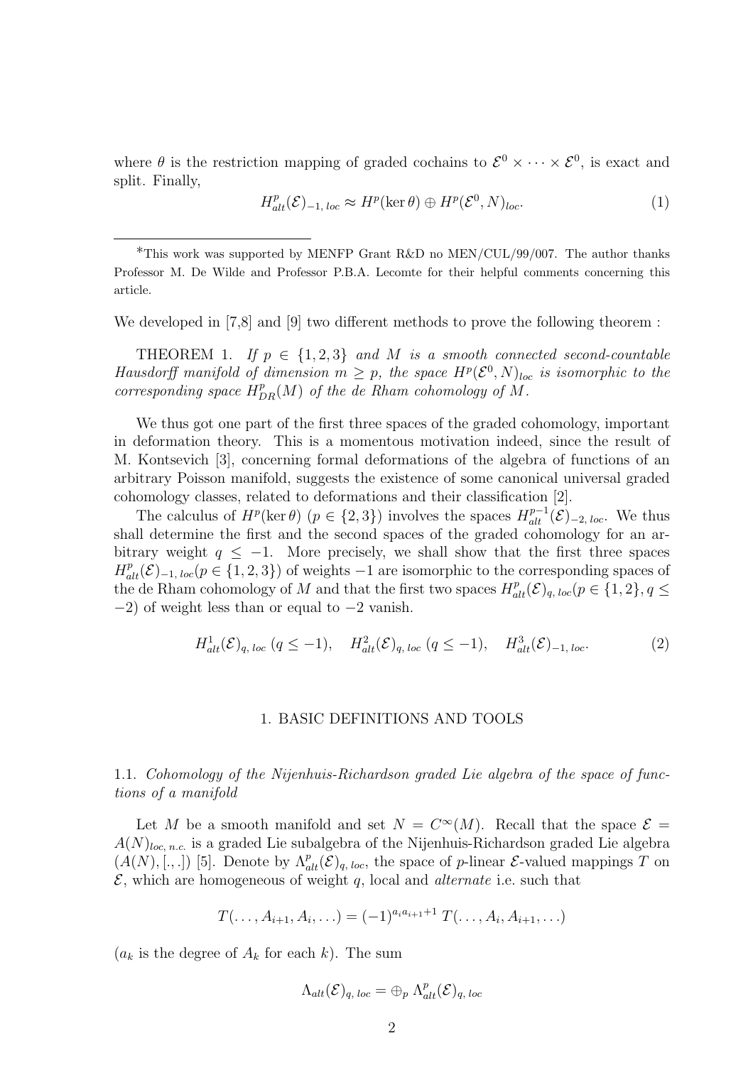where $\theta$ is the restriction mapping of graded cochains to $\mathcal{E}^0 \times \cdots \times \mathcal{E}^0$, is exact and split. Finally,

$$H^p_{alt}(\mathcal{E})_{-1,\,loc} \approx H^p(\ker\theta) \oplus H^p(\mathcal{E}^0, N)_{loc}. \tag{1}$$

*This work was supported by MENFP Grant R&D no MEN/CUL/99/007. The author thanks Professor M. De Wilde and Professor P.B.A. Lecomte for their helpful comments concerning this article.

We developed in [7,8] and [9] two different methods to prove the following theorem :

THEOREM 1. *If $p \in \{1, 2, 3\}$ and $M$ is a smooth connected second-countable Hausdorff manifold of dimension $m \geq p$, the space $H^p(\mathcal{E}^0, N)_{loc}$ is isomorphic to the corresponding space $H^p_{DR}(M)$ of the de Rham cohomology of $M$.*

We thus got one part of the first three spaces of the graded cohomology, important in deformation theory. This is a momentous motivation indeed, since the result of M. Kontsevich [3], concerning formal deformations of the algebra of functions of an arbitrary Poisson manifold, suggests the existence of some canonical universal graded cohomology classes, related to deformations and their classification [2].

The calculus of $H^p(\ker\theta)$ ($p \in \{2, 3\}$) involves the spaces $H^{p-1}_{alt}(\mathcal{E})_{-2,\,loc}$. We thus shall determine the first and the second spaces of the graded cohomology for an arbitrary weight $q \leq -1$. More precisely, we shall show that the first three spaces $H^p_{alt}(\mathcal{E})_{-1,\,loc}(p \in \{1, 2, 3\})$ of weights $-1$ are isomorphic to the corresponding spaces of the de Rham cohomology of $M$ and that the first two spaces $H^p_{alt}(\mathcal{E})_{q,\,loc}(p \in \{1, 2\}, q \leq -2)$ of weight less than or equal to $-2$ vanish.

$$H^1_{alt}(\mathcal{E})_{q,\,loc}\ (q \leq -1), \quad H^2_{alt}(\mathcal{E})_{q,\,loc}\ (q \leq -1), \quad H^3_{alt}(\mathcal{E})_{-1,\,loc}. \tag{2}$$

## 1. BASIC DEFINITIONS AND TOOLS

### 1.1. *Cohomology of the Nijenhuis-Richardson graded Lie algebra of the space of functions of a manifold*

Let $M$ be a smooth manifold and set $N = C^\infty(M)$. Recall that the space $\mathcal{E} = A(N)_{loc,\,n.c.}$ is a graded Lie subalgebra of the Nijenhuis-Richardson graded Lie algebra $(A(N), [.,.])$ [5]. Denote by $\Lambda^p_{alt}(\mathcal{E})_{q,\,loc}$, the space of $p$-linear $\mathcal{E}$-valued mappings $T$ on $\mathcal{E}$, which are homogeneous of weight $q$, local and *alternate* i.e. such that

$$T(\ldots, A_{i+1}, A_i, \ldots) = (-1)^{a_i a_{i+1}+1}\, T(\ldots, A_i, A_{i+1}, \ldots)$$

($a_k$ is the degree of $A_k$ for each $k$). The sum

$$\Lambda_{alt}(\mathcal{E})_{q,\,loc} = \oplus_p\, \Lambda^p_{alt}(\mathcal{E})_{q,\,loc}$$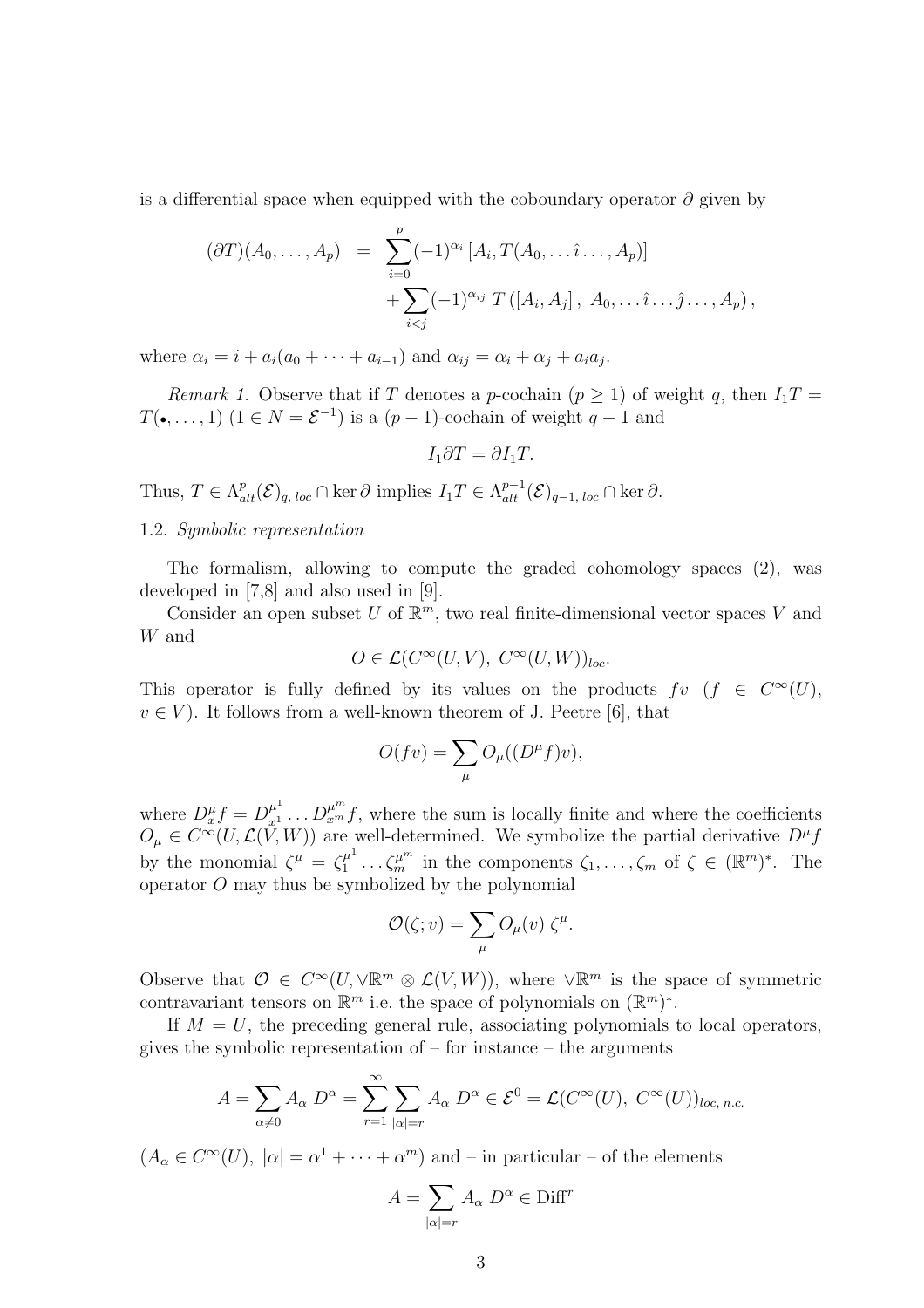is a differential space when equipped with the coboundary operator $\partial$ given by

$$
\begin{aligned}
(\partial T)(A_0,\ldots,A_p) &= \sum_{i=0}^{p}(-1)^{\alpha_i}\left[A_i, T(A_0,\ldots\hat{\imath}\ldots,A_p)\right] \\
&\quad + \sum_{i<j}(-1)^{\alpha_{ij}}\, T\left([A_i,A_j],\, A_0,\ldots\hat{\imath}\ldots\hat{\jmath}\ldots,A_p\right),
\end{aligned}
$$

where $\alpha_i = i + a_i(a_0 + \cdots + a_{i-1})$ and $\alpha_{ij} = \alpha_i + \alpha_j + a_i a_j$.

*Remark 1.* Observe that if $T$ denotes a $p$-cochain ($p \geq 1$) of weight $q$, then $I_1 T = T(\bullet,\ldots,1)$ ($1 \in N = \mathcal{E}^{-1}$) is a $(p-1)$-cochain of weight $q-1$ and

$$
I_1 \partial T = \partial I_1 T.
$$

Thus, $T \in \Lambda^p_{alt}(\mathcal{E})_{q,\,loc} \cap \ker \partial$ implies $I_1 T \in \Lambda^{p-1}_{alt}(\mathcal{E})_{q-1,\,loc} \cap \ker \partial$.

1.2. *Symbolic representation*

The formalism, allowing to compute the graded cohomology spaces (2), was developed in [7,8] and also used in [9].

Consider an open subset $U$ of $\mathbb{R}^m$, two real finite-dimensional vector spaces $V$ and $W$ and

$$
O \in \mathcal{L}(C^\infty(U,V),\; C^\infty(U,W))_{loc}.
$$

This operator is fully defined by its values on the products $fv$ ($f \in C^\infty(U)$, $v \in V$). It follows from a well-known theorem of J. Peetre [6], that

$$
O(fv) = \sum_\mu O_\mu((D^\mu f)v),
$$

where $D^\mu_x f = D^{\mu^1}_{x^1}\ldots D^{\mu^m}_{x^m} f$, where the sum is locally finite and where the coefficients $O_\mu \in C^\infty(U, \mathcal{L}(V,W))$ are well-determined. We symbolize the partial derivative $D^\mu f$ by the monomial $\zeta^\mu = \zeta_1^{\mu^1}\ldots\zeta_m^{\mu^m}$ in the components $\zeta_1,\ldots,\zeta_m$ of $\zeta \in (\mathbb{R}^m)^*$. The operator $O$ may thus be symbolized by the polynomial

$$
\mathcal{O}(\zeta; v) = \sum_\mu O_\mu(v)\, \zeta^\mu.
$$

Observe that $\mathcal{O} \in C^\infty(U, \vee\mathbb{R}^m \otimes \mathcal{L}(V,W))$, where $\vee\mathbb{R}^m$ is the space of symmetric contravariant tensors on $\mathbb{R}^m$ i.e. the space of polynomials on $(\mathbb{R}^m)^*$.

If $M = U$, the preceding general rule, associating polynomials to local operators, gives the symbolic representation of – for instance – the arguments

$$
A = \sum_{\alpha \neq 0} A_\alpha\, D^\alpha = \sum_{r=1}^{\infty}\sum_{|\alpha|=r} A_\alpha\, D^\alpha \in \mathcal{E}^0 = \mathcal{L}(C^\infty(U),\; C^\infty(U))_{loc,\,n.c.}
$$

($A_\alpha \in C^\infty(U)$, $|\alpha| = \alpha^1 + \cdots + \alpha^m$) and – in particular – of the elements

$$
A = \sum_{|\alpha|=r} A_\alpha\, D^\alpha \in \mathrm{Diff}^r
$$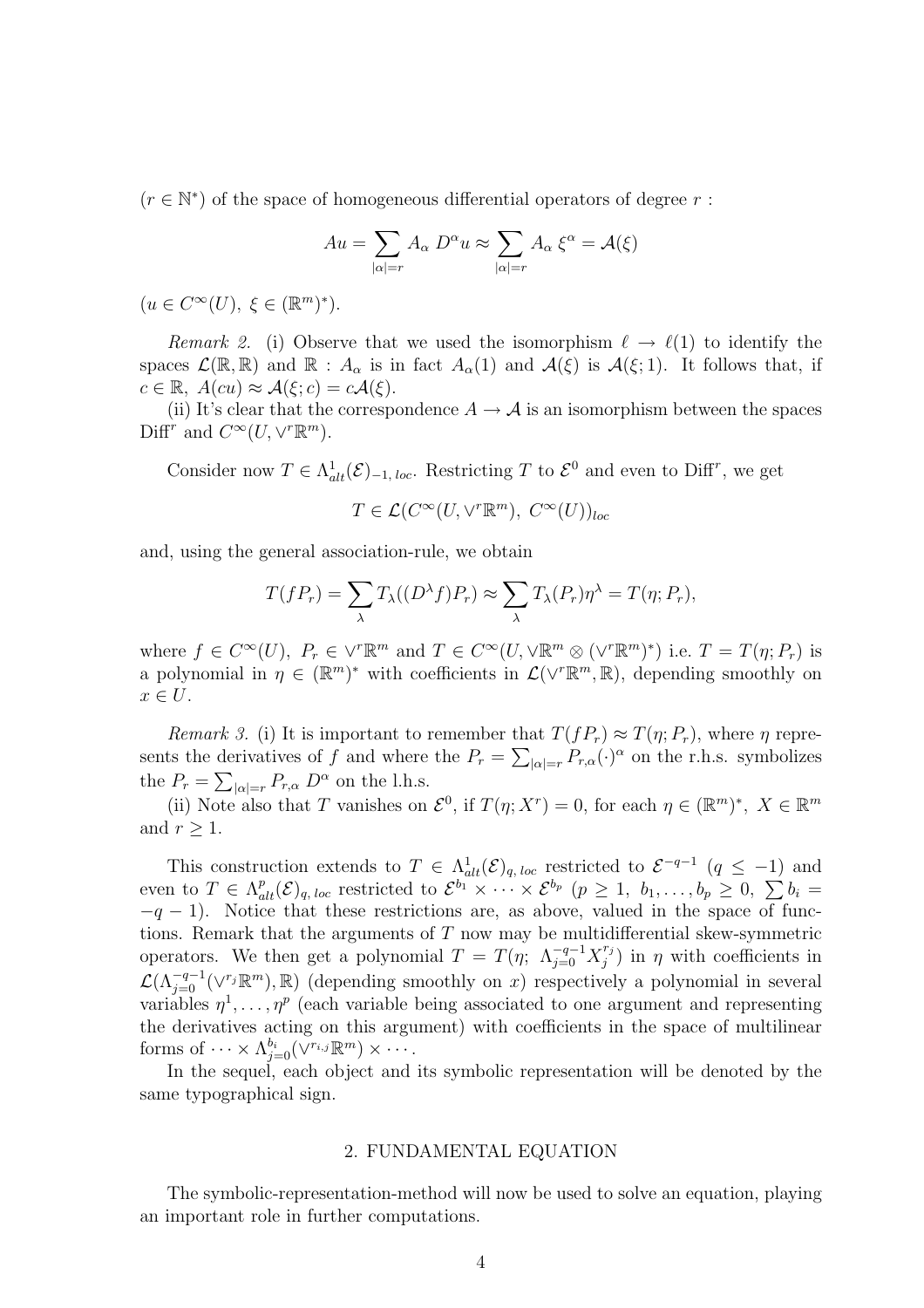$(r \in \mathbb{N}^*)$ of the space of homogeneous differential operators of degree $r$ :

$$Au = \sum_{|\alpha|=r} A_\alpha \, D^\alpha u \approx \sum_{|\alpha|=r} A_\alpha \, \xi^\alpha = \mathcal{A}(\xi)$$

$(u \in C^\infty(U),\ \xi \in (\mathbb{R}^m)^*)$.

*Remark 2.* (i) Observe that we used the isomorphism $\ell \to \ell(1)$ to identify the spaces $\mathcal{L}(\mathbb{R}, \mathbb{R})$ and $\mathbb{R}$ : $A_\alpha$ is in fact $A_\alpha(1)$ and $\mathcal{A}(\xi)$ is $\mathcal{A}(\xi; 1)$. It follows that, if $c \in \mathbb{R}$, $A(cu) \approx \mathcal{A}(\xi; c) = c\mathcal{A}(\xi)$.

(ii) It's clear that the correspondence $A \to \mathcal{A}$ is an isomorphism between the spaces $\mathrm{Diff}^r$ and $C^\infty(U, \vee^r \mathbb{R}^m)$.

Consider now $T \in \Lambda^1_{alt}(\mathcal{E})_{-1,\, loc}$. Restricting $T$ to $\mathcal{E}^0$ and even to $\mathrm{Diff}^r$, we get

$$T \in \mathcal{L}(C^\infty(U, \vee^r \mathbb{R}^m),\ C^\infty(U))_{loc}$$

and, using the general association-rule, we obtain

$$T(fP_r) = \sum_\lambda T_\lambda((D^\lambda f)P_r) \approx \sum_\lambda T_\lambda(P_r)\eta^\lambda = T(\eta; P_r),$$

where $f \in C^\infty(U),\ P_r \in \vee^r \mathbb{R}^m$ and $T \in C^\infty(U, \vee \mathbb{R}^m \otimes (\vee^r \mathbb{R}^m)^*)$ i.e. $T = T(\eta; P_r)$ is a polynomial in $\eta \in (\mathbb{R}^m)^*$ with coefficients in $\mathcal{L}(\vee^r \mathbb{R}^m, \mathbb{R})$, depending smoothly on $x \in U$.

*Remark 3.* (i) It is important to remember that $T(fP_r) \approx T(\eta; P_r)$, where $\eta$ represents the derivatives of $f$ and where the $P_r = \sum_{|\alpha|=r} P_{r,\alpha}(\cdot)^\alpha$ on the r.h.s. symbolizes the $P_r = \sum_{|\alpha|=r} P_{r,\alpha}\, D^\alpha$ on the l.h.s.

(ii) Note also that $T$ vanishes on $\mathcal{E}^0$, if $T(\eta; X^r) = 0$, for each $\eta \in (\mathbb{R}^m)^*$, $X \in \mathbb{R}^m$ and $r \geq 1$.

This construction extends to $T \in \Lambda^1_{alt}(\mathcal{E})_{q,\, loc}$ restricted to $\mathcal{E}^{-q-1}$ $(q \leq -1)$ and even to $T \in \Lambda^p_{alt}(\mathcal{E})_{q,\, loc}$ restricted to $\mathcal{E}^{b_1} \times \cdots \times \mathcal{E}^{b_p}$ $(p \geq 1,\ b_1, \ldots, b_p \geq 0,\ \sum b_i = -q-1)$. Notice that these restrictions are, as above, valued in the space of functions. Remark that the arguments of $T$ now may be multidifferential skew-symmetric operators. We then get a polynomial $T = T(\eta;\ \Lambda_{j=0}^{-q-1} X_j^{r_j})$ in $\eta$ with coefficients in $\mathcal{L}(\Lambda_{j=0}^{-q-1}(\vee^{r_j}\mathbb{R}^m), \mathbb{R})$ (depending smoothly on $x$) respectively a polynomial in several variables $\eta^1, \ldots, \eta^p$ (each variable being associated to one argument and representing the derivatives acting on this argument) with coefficients in the space of multilinear forms of $\cdots \times \Lambda_{j=0}^{b_i}(\vee^{r_{i,j}}\mathbb{R}^m) \times \cdots$.

In the sequel, each object and its symbolic representation will be denoted by the same typographical sign.

## 2. FUNDAMENTAL EQUATION

The symbolic-representation-method will now be used to solve an equation, playing an important role in further computations.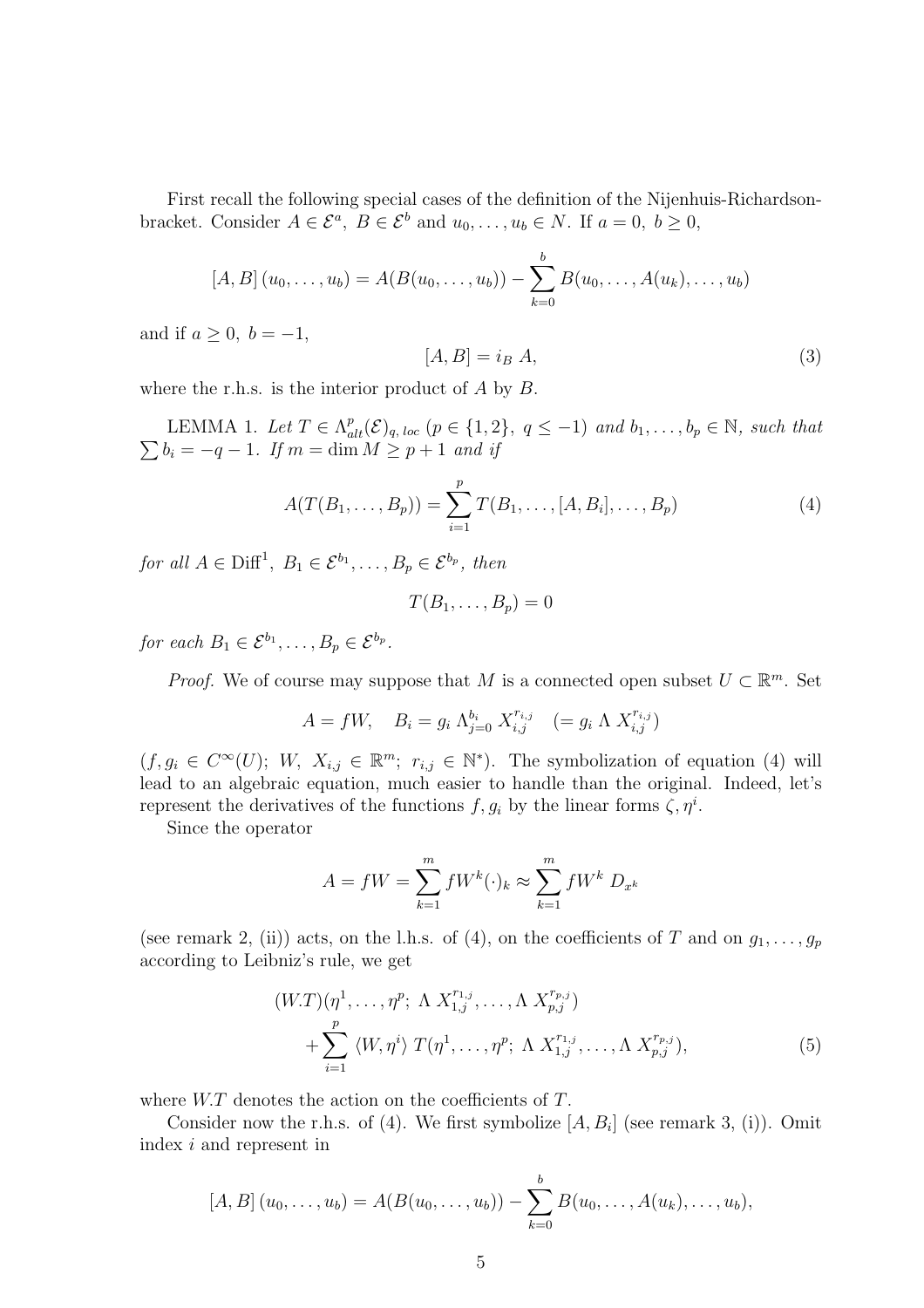First recall the following special cases of the definition of the Nijenhuis-Richardson-bracket. Consider $A \in \mathcal{E}^a,\ B \in \mathcal{E}^b$ and $u_0, \ldots, u_b \in N$. If $a = 0,\ b \geq 0$,

$$[A, B]\,(u_0, \ldots, u_b) = A(B(u_0, \ldots, u_b)) - \sum_{k=0}^{b} B(u_0, \ldots, A(u_k), \ldots, u_b)$$

and if $a \geq 0,\ b = -1$,

$$[A, B] = i_B\ A, \tag{3}$$

where the r.h.s. is the interior product of $A$ by $B$.

LEMMA 1. *Let $T \in \Lambda^p_{alt}(\mathcal{E})_{q,\,loc}$ ($p \in \{1, 2\},\ q \leq -1$) and $b_1, \ldots, b_p \in \mathbb{N}$, such that $\sum b_i = -q - 1$. If $m = \dim M \geq p + 1$ and if*

$$A(T(B_1, \ldots, B_p)) = \sum_{i=1}^{p} T(B_1, \ldots, [A, B_i], \ldots, B_p) \tag{4}$$

*for all $A \in \mathrm{Diff}^1,\ B_1 \in \mathcal{E}^{b_1}, \ldots, B_p \in \mathcal{E}^{b_p}$, then*

$$T(B_1, \ldots, B_p) = 0$$

*for each $B_1 \in \mathcal{E}^{b_1}, \ldots, B_p \in \mathcal{E}^{b_p}$.*

*Proof.* We of course may suppose that $M$ is a connected open subset $U \subset \mathbb{R}^m$. Set

$$A = fW, \quad B_i = g_i\ \Lambda_{j=0}^{b_i}\ X_{i,j}^{r_{i,j}} \quad (= g_i\ \Lambda\ X_{i,j}^{r_{i,j}})$$

($f, g_i \in C^\infty(U);\ W,\ X_{i,j} \in \mathbb{R}^m;\ r_{i,j} \in \mathbb{N}^*$). The symbolization of equation (4) will lead to an algebraic equation, much easier to handle than the original. Indeed, let's represent the derivatives of the functions $f, g_i$ by the linear forms $\zeta, \eta^i$.

Since the operator

$$A = fW = \sum_{k=1}^{m} fW^k (\cdot)_k \approx \sum_{k=1}^{m} fW^k\ D_{x^k}$$

(see remark 2, (ii)) acts, on the l.h.s. of (4), on the coefficients of $T$ and on $g_1, \ldots, g_p$ according to Leibniz's rule, we get

$$\begin{aligned}
&(W.T)(\eta^1, \ldots, \eta^p;\ \Lambda\ X_{1,j}^{r_{1,j}}, \ldots, \Lambda\ X_{p,j}^{r_{p,j}}) \\
&\quad + \sum_{i=1}^{p} \langle W, \eta^i \rangle\ T(\eta^1, \ldots, \eta^p;\ \Lambda\ X_{1,j}^{r_{1,j}}, \ldots, \Lambda\ X_{p,j}^{r_{p,j}}),
\end{aligned} \tag{5}$$

where $W.T$ denotes the action on the coefficients of $T$.

Consider now the r.h.s. of (4). We first symbolize $[A, B_i]$ (see remark 3, (i)). Omit index $i$ and represent in

$$[A, B]\,(u_0, \ldots, u_b) = A(B(u_0, \ldots, u_b)) - \sum_{k=0}^{b} B(u_0, \ldots, A(u_k), \ldots, u_b),$$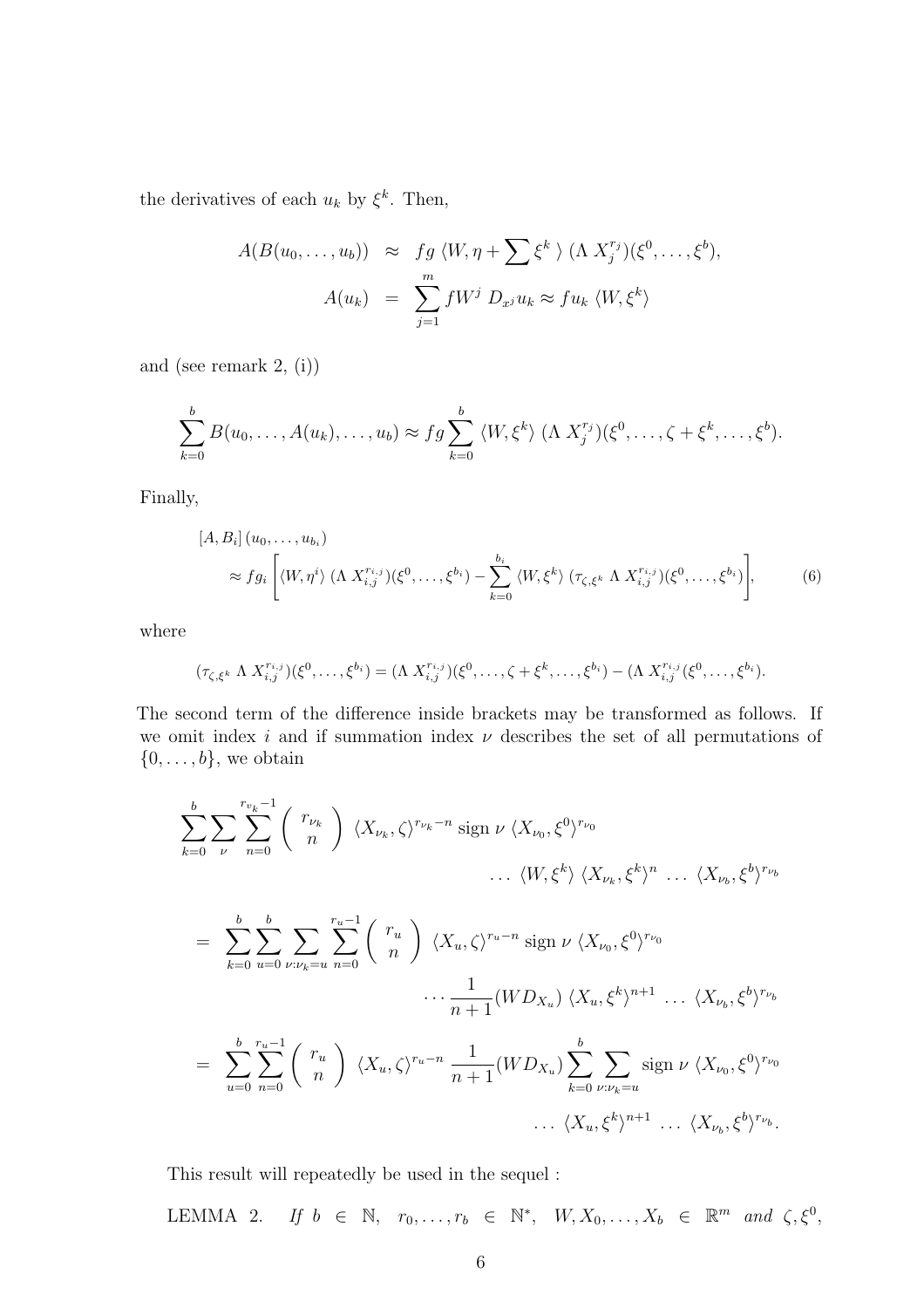the derivatives of each $u_k$ by $\xi^k$. Then,

$$
\begin{aligned}
A(B(u_0,\ldots,u_b)) &\approx fg\ \langle W, \eta + \sum \xi^k \rangle\ (\Lambda\ X_j^{r_j})(\xi^0,\ldots,\xi^b),\\
A(u_k) &= \sum_{j=1}^m fW^j\ D_{x^j} u_k \approx f u_k\ \langle W, \xi^k\rangle
\end{aligned}
$$

and (see remark 2, (i))

$$
\sum_{k=0}^b B(u_0,\ldots,A(u_k),\ldots,u_b) \approx fg \sum_{k=0}^b \langle W,\xi^k\rangle\ (\Lambda\ X_j^{r_j})(\xi^0,\ldots,\zeta+\xi^k,\ldots,\xi^b).
$$

Finally,

$$
\begin{aligned}
&[A,B_i]\,(u_0,\ldots,u_{b_i})\\
&\quad\approx fg_i \left[ \langle W,\eta^i\rangle\ (\Lambda\ X_{i,j}^{r_{i,j}})(\xi^0,\ldots,\xi^{b_i}) - \sum_{k=0}^{b_i} \langle W,\xi^k\rangle\ (\tau_{\zeta,\xi^k}\ \Lambda\ X_{i,j}^{r_{i,j}})(\xi^0,\ldots,\xi^{b_i})\right],
\end{aligned}
\tag{6}
$$

where

$$
(\tau_{\zeta,\xi^k}\ \Lambda\ X_{i,j}^{r_{i,j}})(\xi^0,\ldots,\xi^{b_i}) = (\Lambda\ X_{i,j}^{r_{i,j}})(\xi^0,\ldots,\zeta+\xi^k,\ldots,\xi^{b_i}) - (\Lambda\ X_{i,j}^{r_{i,j}}(\xi^0,\ldots,\xi^{b_i}).
$$

The second term of the difference inside brackets may be transformed as follows. If we omit index $i$ and if summation index $\nu$ describes the set of all permutations of $\{0,\ldots,b\}$, we obtain

$$
\begin{aligned}
&\sum_{k=0}^b \sum_{\nu} \sum_{n=0}^{r_{v_k}-1} \binom{r_{\nu_k}}{n}\ \langle X_{\nu_k},\zeta\rangle^{r_{\nu_k}-n}\ \mathrm{sign}\ \nu\ \langle X_{\nu_0},\xi^0\rangle^{r_{\nu_0}}\\
&\qquad\qquad\qquad \ldots\ \langle W,\xi^k\rangle\ \langle X_{\nu_k},\xi^k\rangle^n\ \ldots\ \langle X_{\nu_b},\xi^b\rangle^{r_{\nu_b}}\\
&= \sum_{k=0}^b \sum_{u=0}^b \sum_{\nu:\nu_k=u} \sum_{n=0}^{r_u-1} \binom{r_u}{n}\ \langle X_u,\zeta\rangle^{r_u-n}\ \mathrm{sign}\ \nu\ \langle X_{\nu_0},\xi^0\rangle^{r_{\nu_0}}\\
&\qquad\qquad\qquad \cdots \frac{1}{n+1}(WD_{X_u})\ \langle X_u,\xi^k\rangle^{n+1}\ \ldots\ \langle X_{\nu_b},\xi^b\rangle^{r_{\nu_b}}\\
&= \sum_{u=0}^b \sum_{n=0}^{r_u-1} \binom{r_u}{n}\ \langle X_u,\zeta\rangle^{r_u-n}\ \frac{1}{n+1}(WD_{X_u}) \sum_{k=0}^b \sum_{\nu:\nu_k=u} \mathrm{sign}\ \nu\ \langle X_{\nu_0},\xi^0\rangle^{r_{\nu_0}}\\
&\qquad\qquad\qquad \ldots\ \langle X_u,\xi^k\rangle^{n+1}\ \ldots\ \langle X_{\nu_b},\xi^b\rangle^{r_{\nu_b}}.
\end{aligned}
$$

This result will repeatedly be used in the sequel :

LEMMA 2. *If* $b\in\mathbb{N}$, $r_0,\ldots,r_b\in\mathbb{N}^*$, $W,X_0,\ldots,X_b\in\mathbb{R}^m$ *and* $\zeta,\xi^0,$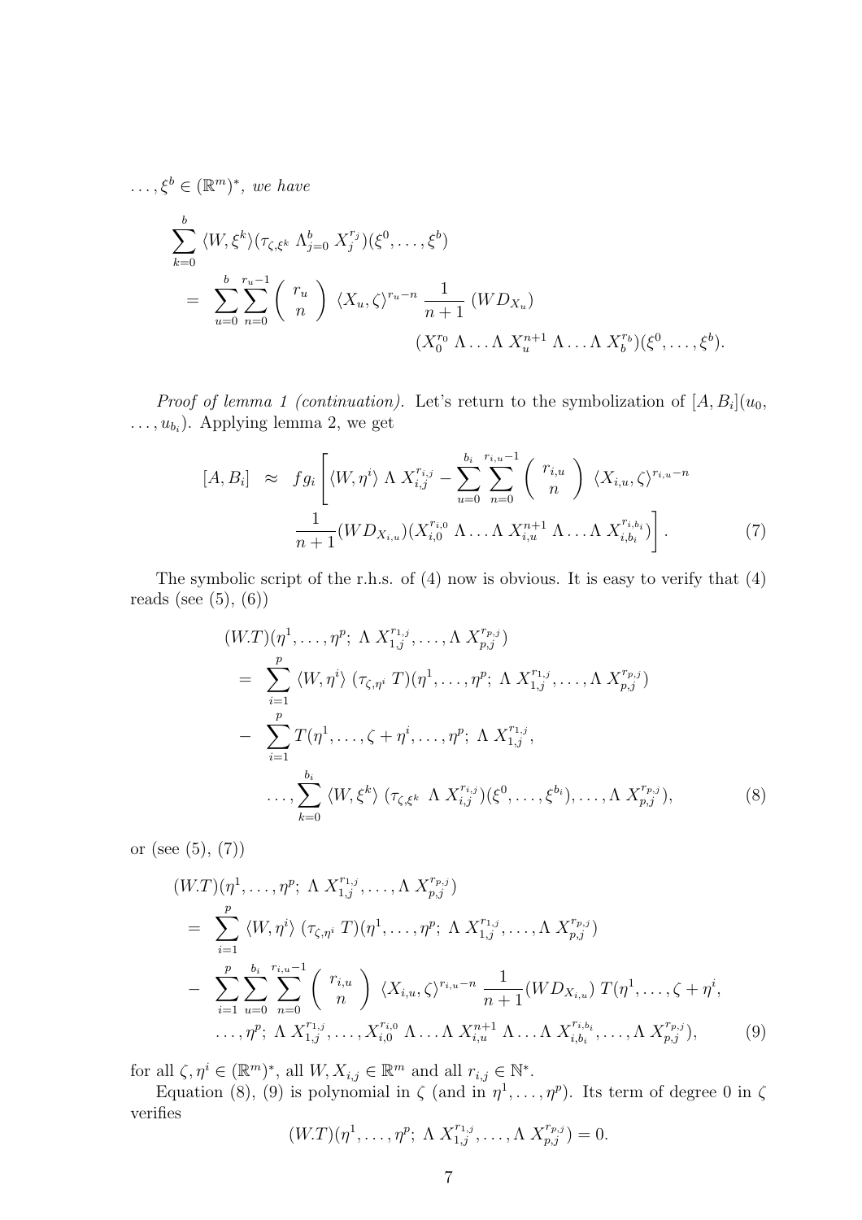$\ldots, \xi^b \in (\mathbb{R}^m)^*$, *we have*

$$
\begin{aligned}
&\sum_{k=0}^{b} \langle W, \xi^k \rangle (\tau_{\zeta,\xi^k} \, \Lambda_{j=0}^{b} \, X_j^{r_j})(\xi^0, \ldots, \xi^b) \\
&= \sum_{u=0}^{b} \sum_{n=0}^{r_u - 1} \binom{r_u}{n} \langle X_u, \zeta \rangle^{r_u - n} \, \frac{1}{n+1} \, (W D_{X_u}) \\
&\qquad\qquad (X_0^{r_0} \, \Lambda \ldots \Lambda \, X_u^{n+1} \, \Lambda \ldots \Lambda \, X_b^{r_b})(\xi^0, \ldots, \xi^b).
\end{aligned}
$$

*Proof of lemma 1 (continuation).* Let's return to the symbolization of $[A, B_i](u_0, \ldots, u_{b_i})$. Applying lemma 2, we get

$$
\begin{aligned}
[A, B_i] \;\approx\; & f g_i \Bigg[ \langle W, \eta^i \rangle \, \Lambda \, X_{i,j}^{r_{i,j}} - \sum_{u=0}^{b_i} \sum_{n=0}^{r_{i,u}-1} \binom{r_{i,u}}{n} \langle X_{i,u}, \zeta \rangle^{r_{i,u} - n} \\
& \frac{1}{n+1} (W D_{X_{i,u}}) (X_{i,0}^{r_{i,0}} \, \Lambda \ldots \Lambda \, X_{i,u}^{n+1} \, \Lambda \ldots \Lambda \, X_{i,b_i}^{r_{i,b_i}}) \Bigg]. \qquad (7)
\end{aligned}
$$

The symbolic script of the r.h.s. of (4) now is obvious. It is easy to verify that (4) reads (see (5), (6))

$$
\begin{aligned}
&(W.T)(\eta^1, \ldots, \eta^p; \; \Lambda \, X_{1,j}^{r_{1,j}}, \ldots, \Lambda \, X_{p,j}^{r_{p,j}}) \\
&= \sum_{i=1}^{p} \langle W, \eta^i \rangle \, (\tau_{\zeta,\eta^i} \, T)(\eta^1, \ldots, \eta^p; \; \Lambda \, X_{1,j}^{r_{1,j}}, \ldots, \Lambda \, X_{p,j}^{r_{p,j}}) \\
&- \sum_{i=1}^{p} T(\eta^1, \ldots, \zeta + \eta^i, \ldots, \eta^p; \; \Lambda \, X_{1,j}^{r_{1,j}}, \\
&\qquad \ldots, \sum_{k=0}^{b_i} \langle W, \xi^k \rangle \, (\tau_{\zeta,\xi^k} \; \Lambda \, X_{i,j}^{r_{i,j}})(\xi^0, \ldots, \xi^{b_i}), \ldots, \Lambda \, X_{p,j}^{r_{p,j}}), \qquad (8)
\end{aligned}
$$

or (see (5), (7))

$$
\begin{aligned}
&(W.T)(\eta^1, \ldots, \eta^p; \; \Lambda \, X_{1,j}^{r_{1,j}}, \ldots, \Lambda \, X_{p,j}^{r_{p,j}}) \\
&= \sum_{i=1}^{p} \langle W, \eta^i \rangle \, (\tau_{\zeta,\eta^i} \, T)(\eta^1, \ldots, \eta^p; \; \Lambda \, X_{1,j}^{r_{1,j}}, \ldots, \Lambda \, X_{p,j}^{r_{p,j}}) \\
&- \sum_{i=1}^{p} \sum_{u=0}^{b_i} \sum_{n=0}^{r_{i,u}-1} \binom{r_{i,u}}{n} \langle X_{i,u}, \zeta \rangle^{r_{i,u}-n} \frac{1}{n+1} (W D_{X_{i,u}}) \, T(\eta^1, \ldots, \zeta + \eta^i, \\
&\qquad \ldots, \eta^p; \; \Lambda \, X_{1,j}^{r_{1,j}}, \ldots, X_{i,0}^{r_{i,0}} \, \Lambda \ldots \Lambda \, X_{i,u}^{n+1} \, \Lambda \ldots \Lambda \, X_{i,b_i}^{r_{i,b_i}}, \ldots, \Lambda \, X_{p,j}^{r_{p,j}}), \qquad (9)
\end{aligned}
$$

for all $\zeta, \eta^i \in (\mathbb{R}^m)^*$, all $W, X_{i,j} \in \mathbb{R}^m$ and all $r_{i,j} \in \mathbb{N}^*$.

Equation (8), (9) is polynomial in $\zeta$ (and in $\eta^1, \ldots, \eta^p$). Its term of degree 0 in $\zeta$ verifies

$$
(W.T)(\eta^1, \ldots, \eta^p; \; \Lambda \, X_{1,j}^{r_{1,j}}, \ldots, \Lambda \, X_{p,j}^{r_{p,j}}) = 0.
$$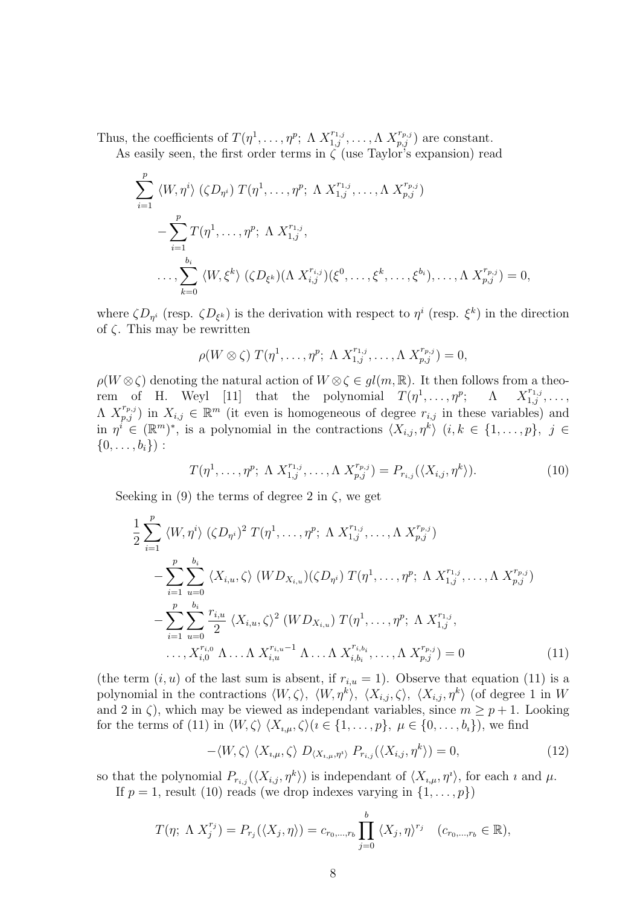Thus, the coefficients of $T(\eta^1,\ldots,\eta^p;\ \Lambda\ X_{1,j}^{r_{1,j}},\ldots,\Lambda\ X_{p,j}^{r_{p,j}})$ are constant.

As easily seen, the first order terms in $\zeta$ (use Taylor's expansion) read

$$
\begin{aligned}
&\sum_{i=1}^{p} \langle W,\eta^i\rangle\ (\zeta D_{\eta^i})\ T(\eta^1,\ldots,\eta^p;\ \Lambda\ X_{1,j}^{r_{1,j}},\ldots,\Lambda\ X_{p,j}^{r_{p,j}})\\
&\quad -\sum_{i=1}^{p} T(\eta^1,\ldots,\eta^p;\ \Lambda\ X_{1,j}^{r_{1,j}},\\
&\quad \ldots,\sum_{k=0}^{b_i}\langle W,\xi^k\rangle\ (\zeta D_{\xi^k})(\Lambda\ X_{i,j}^{r_{i,j}})(\xi^0,\ldots,\xi^k,\ldots,\xi^{b_i}),\ldots,\Lambda\ X_{p,j}^{r_{p,j}})=0,
\end{aligned}
$$

where $\zeta D_{\eta^i}$ (resp. $\zeta D_{\xi^k}$) is the derivation with respect to $\eta^i$ (resp. $\xi^k$) in the direction of $\zeta$. This may be rewritten

$$
\rho(W\otimes\zeta)\ T(\eta^1,\ldots,\eta^p;\ \Lambda\ X_{1,j}^{r_{1,j}},\ldots,\Lambda\ X_{p,j}^{r_{p,j}})=0,
$$

$\rho(W\otimes\zeta)$ denoting the natural action of $W\otimes\zeta\in gl(m,\mathbb{R})$. It then follows from a theorem of H. Weyl [11] that the polynomial $T(\eta^1,\ldots,\eta^p;\ \Lambda\ X_{1,j}^{r_{1,j}},\ldots,\Lambda\ X_{p,j}^{r_{p,j}})$ in $X_{i,j}\in\mathbb{R}^m$ (it even is homogeneous of degree $r_{i,j}$ in these variables) and in $\eta^i\in(\mathbb{R}^m)^*$, is a polynomial in the contractions $\langle X_{i,j},\eta^k\rangle$ $(i,k\in\{1,\ldots,p\},\ j\in\{0,\ldots,b_i\})$ :

$$
T(\eta^1,\ldots,\eta^p;\ \Lambda\ X_{1,j}^{r_{1,j}},\ldots,\Lambda\ X_{p,j}^{r_{p,j}})=P_{r_{i,j}}(\langle X_{i,j},\eta^k\rangle). \tag{10}
$$

Seeking in (9) the terms of degree 2 in $\zeta$, we get

$$
\begin{aligned}
&\frac{1}{2}\sum_{i=1}^{p}\langle W,\eta^i\rangle\ (\zeta D_{\eta^i})^2\ T(\eta^1,\ldots,\eta^p;\ \Lambda\ X_{1,j}^{r_{1,j}},\ldots,\Lambda\ X_{p,j}^{r_{p,j}})\\
&\quad -\sum_{i=1}^{p}\sum_{u=0}^{b_i}\langle X_{i,u},\zeta\rangle\ (WD_{X_{i,u}})(\zeta D_{\eta^i})\ T(\eta^1,\ldots,\eta^p;\ \Lambda\ X_{1,j}^{r_{1,j}},\ldots,\Lambda\ X_{p,j}^{r_{p,j}})\\
&\quad -\sum_{i=1}^{p}\sum_{u=0}^{b_i}\frac{r_{i,u}}{2}\ \langle X_{i,u},\zeta\rangle^2\ (WD_{X_{i,u}})\ T(\eta^1,\ldots,\eta^p;\ \Lambda\ X_{1,j}^{r_{1,j}},\\
&\quad \ldots,X_{i,0}^{r_{i,0}}\ \Lambda\ldots\Lambda\ X_{i,u}^{r_{i,u}-1}\ \Lambda\ldots\Lambda\ X_{i,b_i}^{r_{i,b_i}},\ldots,\Lambda\ X_{p,j}^{r_{p,j}})=0
\end{aligned} \tag{11}
$$

(the term $(i,u)$ of the last sum is absent, if $r_{i,u}=1$). Observe that equation (11) is a polynomial in the contractions $\langle W,\zeta\rangle,\ \langle W,\eta^k\rangle,\ \langle X_{i,j},\zeta\rangle,\ \langle X_{i,j},\eta^k\rangle$ (of degree 1 in $W$ and 2 in $\zeta$), which may be viewed as independant variables, since $m\geq p+1$. Looking for the terms of (11) in $\langle W,\zeta\rangle\ \langle X_{\imath,\mu},\zeta\rangle(\imath\in\{1,\ldots,p\},\ \mu\in\{0,\ldots,b_\imath\})$, we find

$$
-\langle W,\zeta\rangle\ \langle X_{\imath,\mu},\zeta\rangle\ D_{\langle X_{\imath,\mu},\eta^\imath\rangle}\ P_{r_{i,j}}(\langle X_{i,j},\eta^k\rangle)=0, \tag{12}
$$

so that the polynomial $P_{r_{i,j}}(\langle X_{i,j},\eta^k\rangle)$ is independant of $\langle X_{\imath,\mu},\eta^\imath\rangle$, for each $\imath$ and $\mu$.

If $p=1$, result (10) reads (we drop indexes varying in $\{1,\ldots,p\}$)

$$
T(\eta;\ \Lambda\ X_j^{r_j})=P_{r_j}(\langle X_j,\eta\rangle)=c_{r_0,\ldots,r_b}\prod_{j=0}^{b}\langle X_j,\eta\rangle^{r_j}\quad (c_{r_0,\ldots,r_b}\in\mathbb{R}),
$$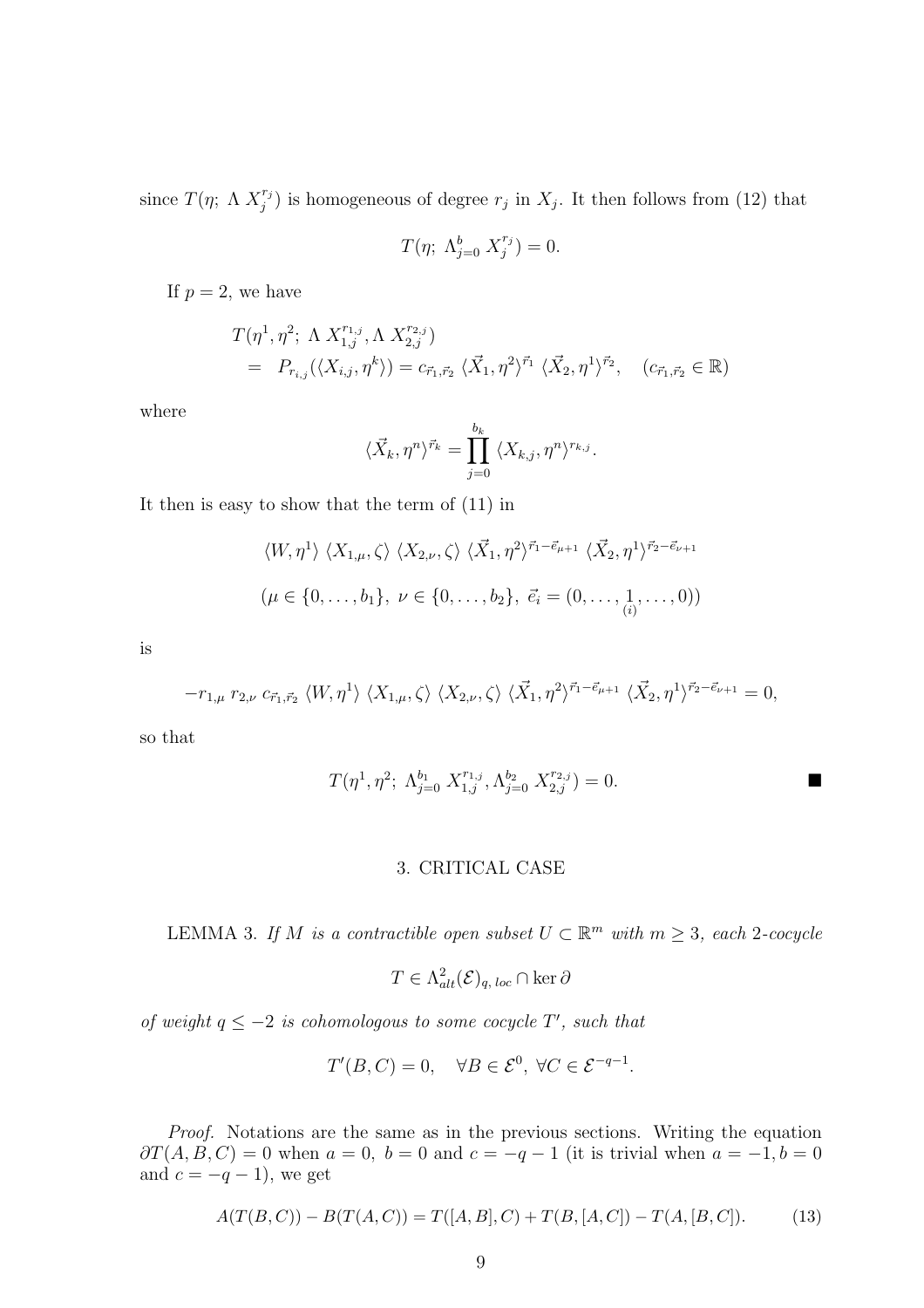since $T(\eta;\ \Lambda\ X_j^{r_j})$ is homogeneous of degree $r_j$ in $X_j$. It then follows from (12) that

$$T(\eta;\ \Lambda_{j=0}^{b}\ X_j^{r_j}) = 0.$$

If $p = 2$, we have

$$\begin{aligned}
&T(\eta^1, \eta^2;\ \Lambda\ X_{1,j}^{r_{1,j}}, \Lambda\ X_{2,j}^{r_{2,j}}) \\
&= \ P_{r_{i,j}}(\langle X_{i,j}, \eta^k\rangle) = c_{\vec{r}_1,\vec{r}_2}\ \langle \vec{X}_1, \eta^2\rangle^{\vec{r}_1}\ \langle \vec{X}_2, \eta^1\rangle^{\vec{r}_2}, \quad (c_{\vec{r}_1,\vec{r}_2} \in \mathbb{R})
\end{aligned}$$

where

$$\langle \vec{X}_k, \eta^n\rangle^{\vec{r}_k} = \prod_{j=0}^{b_k} \langle X_{k,j}, \eta^n\rangle^{r_{k,j}}.$$

It then is easy to show that the term of (11) in

$$\langle W, \eta^1\rangle\ \langle X_{1,\mu}, \zeta\rangle\ \langle X_{2,\nu}, \zeta\rangle\ \langle \vec{X}_1, \eta^2\rangle^{\vec{r}_1 - \vec{e}_{\mu+1}}\ \langle \vec{X}_2, \eta^1\rangle^{\vec{r}_2 - \vec{e}_{\nu+1}}$$

$$(\mu \in \{0, \ldots, b_1\},\ \nu \in \{0, \ldots, b_2\},\ \vec{e}_i = (0, \ldots, \underset{(i)}{1}, \ldots, 0))$$

is

$$-r_{1,\mu}\ r_{2,\nu}\ c_{\vec{r}_1,\vec{r}_2}\ \langle W, \eta^1\rangle\ \langle X_{1,\mu}, \zeta\rangle\ \langle X_{2,\nu}, \zeta\rangle\ \langle \vec{X}_1, \eta^2\rangle^{\vec{r}_1 - \vec{e}_{\mu+1}}\ \langle \vec{X}_2, \eta^1\rangle^{\vec{r}_2 - \vec{e}_{\nu+1}} = 0,$$

so that

$$T(\eta^1, \eta^2;\ \Lambda_{j=0}^{b_1}\ X_{1,j}^{r_{1,j}}, \Lambda_{j=0}^{b_2}\ X_{2,j}^{r_{2,j}}) = 0. \qquad \blacksquare$$

## 3. CRITICAL CASE

LEMMA 3. *If $M$ is a contractible open subset $U \subset \mathbb{R}^m$ with $m \geq 3$, each 2-cocycle*

$$T \in \Lambda^2_{alt}(\mathcal{E})_{q,\,loc} \cap \ker \partial$$

*of weight $q \leq -2$ is cohomologous to some cocycle $T'$, such that*

$$T'(B, C) = 0, \quad \forall B \in \mathcal{E}^0,\ \forall C \in \mathcal{E}^{-q-1}.$$

*Proof.* Notations are the same as in the previous sections. Writing the equation $\partial T(A, B, C) = 0$ when $a = 0$, $b = 0$ and $c = -q-1$ (it is trivial when $a = -1, b = 0$ and $c = -q-1$), we get

$$A(T(B, C)) - B(T(A, C)) = T([A, B], C) + T(B, [A, C]) - T(A, [B, C]). \tag{13}$$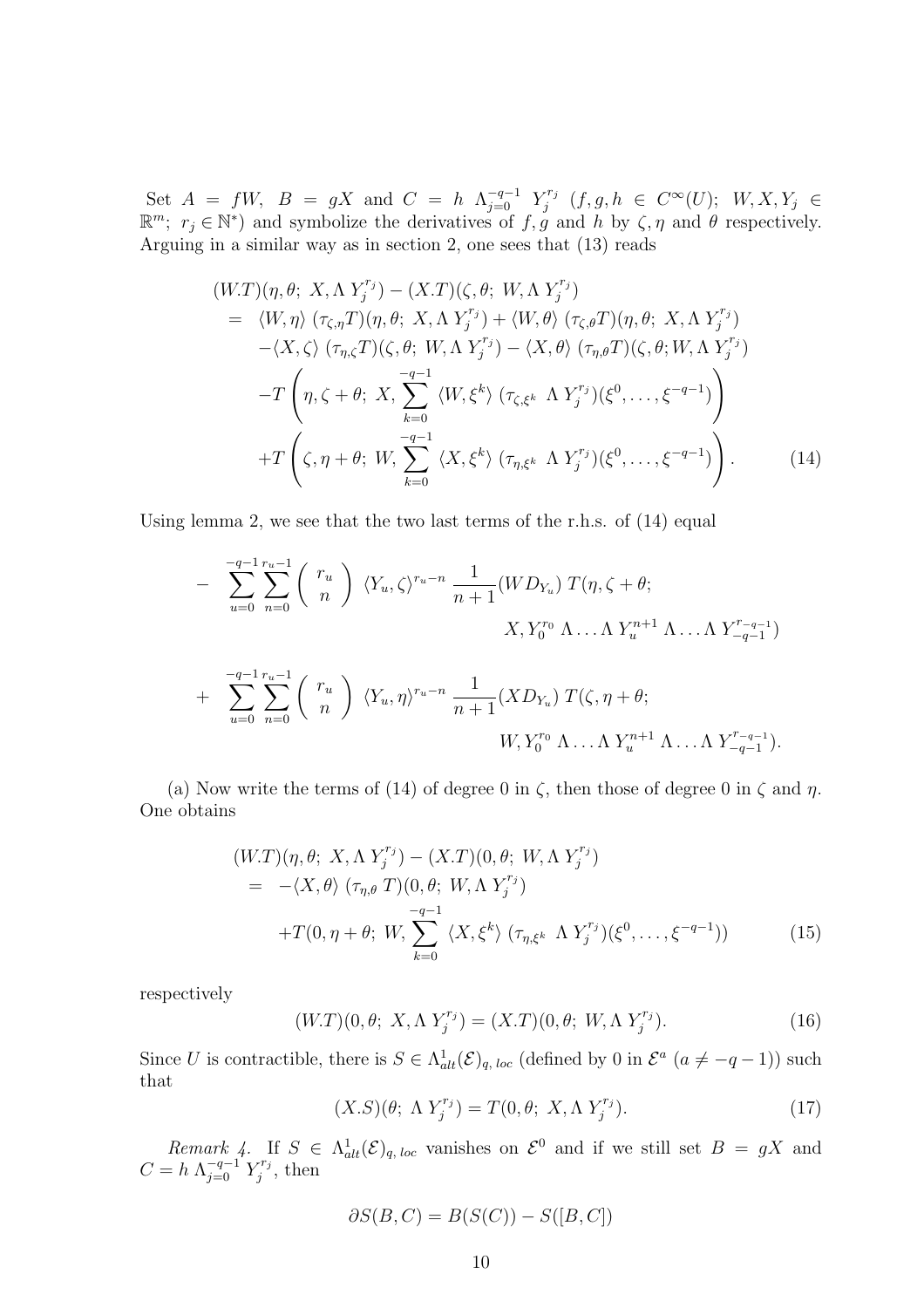Set $A = fW$, $B = gX$ and $C = h\ \Lambda_{j=0}^{-q-1}\ Y_j^{r_j}$ $(f, g, h \in C^\infty(U);\ W, X, Y_j \in \mathbb{R}^m;\ r_j \in \mathbb{N}^*)$ and symbolize the derivatives of $f, g$ and $h$ by $\zeta, \eta$ and $\theta$ respectively. Arguing in a similar way as in section 2, one sees that (13) reads

$$
\begin{aligned}
&(W.T)(\eta, \theta;\ X, \Lambda\, Y_j^{r_j}) - (X.T)(\zeta, \theta;\ W, \Lambda\, Y_j^{r_j}) \\
&= \langle W, \eta\rangle\ (\tau_{\zeta,\eta} T)(\eta, \theta;\ X, \Lambda\, Y_j^{r_j}) + \langle W, \theta\rangle\ (\tau_{\zeta,\theta} T)(\eta, \theta;\ X, \Lambda\, Y_j^{r_j}) \\
&\quad - \langle X, \zeta\rangle\ (\tau_{\eta,\zeta} T)(\zeta, \theta;\ W, \Lambda\, Y_j^{r_j}) - \langle X, \theta\rangle\ (\tau_{\eta,\theta} T)(\zeta, \theta; W, \Lambda\, Y_j^{r_j}) \\
&\quad - T\left(\eta, \zeta + \theta;\ X, \sum_{k=0}^{-q-1} \langle W, \xi^k\rangle\ (\tau_{\zeta,\xi^k}\ \Lambda\, Y_j^{r_j})(\xi^0, \ldots, \xi^{-q-1})\right) \\
&\quad + T\left(\zeta, \eta + \theta;\ W, \sum_{k=0}^{-q-1} \langle X, \xi^k\rangle\ (\tau_{\eta,\xi^k}\ \Lambda\, Y_j^{r_j})(\xi^0, \ldots, \xi^{-q-1})\right). \qquad (14)
\end{aligned}
$$

Using lemma 2, we see that the two last terms of the r.h.s. of (14) equal

$$
\begin{aligned}
&- \sum_{u=0}^{-q-1} \sum_{n=0}^{r_u-1} \binom{r_u}{n} \langle Y_u, \zeta\rangle^{r_u-n}\ \frac{1}{n+1}(W D_{Y_u})\ T(\eta, \zeta + \theta; \\
&\qquad\qquad X, Y_0^{r_0}\ \Lambda \ldots \Lambda\ Y_u^{n+1}\ \Lambda \ldots \Lambda\ Y_{-q-1}^{r_{-q-1}}) \\
&+ \sum_{u=0}^{-q-1} \sum_{n=0}^{r_u-1} \binom{r_u}{n} \langle Y_u, \eta\rangle^{r_u-n}\ \frac{1}{n+1}(X D_{Y_u})\ T(\zeta, \eta + \theta; \\
&\qquad\qquad W, Y_0^{r_0}\ \Lambda \ldots \Lambda\ Y_u^{n+1}\ \Lambda \ldots \Lambda\ Y_{-q-1}^{r_{-q-1}}).
\end{aligned}
$$

(a) Now write the terms of (14) of degree 0 in $\zeta$, then those of degree 0 in $\zeta$ and $\eta$. One obtains

$$
\begin{aligned}
&(W.T)(\eta, \theta;\ X, \Lambda\, Y_j^{r_j}) - (X.T)(0, \theta;\ W, \Lambda\, Y_j^{r_j}) \\
&= -\langle X, \theta\rangle\ (\tau_{\eta,\theta}\, T)(0, \theta;\ W, \Lambda\, Y_j^{r_j}) \\
&\quad + T(0, \eta + \theta;\ W, \sum_{k=0}^{-q-1} \langle X, \xi^k\rangle\ (\tau_{\eta,\xi^k}\ \Lambda\, Y_j^{r_j})(\xi^0, \ldots, \xi^{-q-1})) \qquad (15)
\end{aligned}
$$

respectively

$$
(W.T)(0, \theta;\ X, \Lambda\, Y_j^{r_j}) = (X.T)(0, \theta;\ W, \Lambda\, Y_j^{r_j}). \qquad (16)
$$

Since $U$ is contractible, there is $S \in \Lambda^1_{alt}(\mathcal{E})_{q,\,loc}$ (defined by 0 in $\mathcal{E}^a$ $(a \neq -q-1)$) such that

$$
(X.S)(\theta;\ \Lambda\, Y_j^{r_j}) = T(0, \theta;\ X, \Lambda\, Y_j^{r_j}). \qquad (17)
$$

*Remark 4.* If $S \in \Lambda^1_{alt}(\mathcal{E})_{q,\,loc}$ vanishes on $\mathcal{E}^0$ and if we still set $B = gX$ and $C = h\ \Lambda_{j=0}^{-q-1}\ Y_j^{r_j}$, then

$$
\partial S(B, C) = B(S(C)) - S([B, C])
$$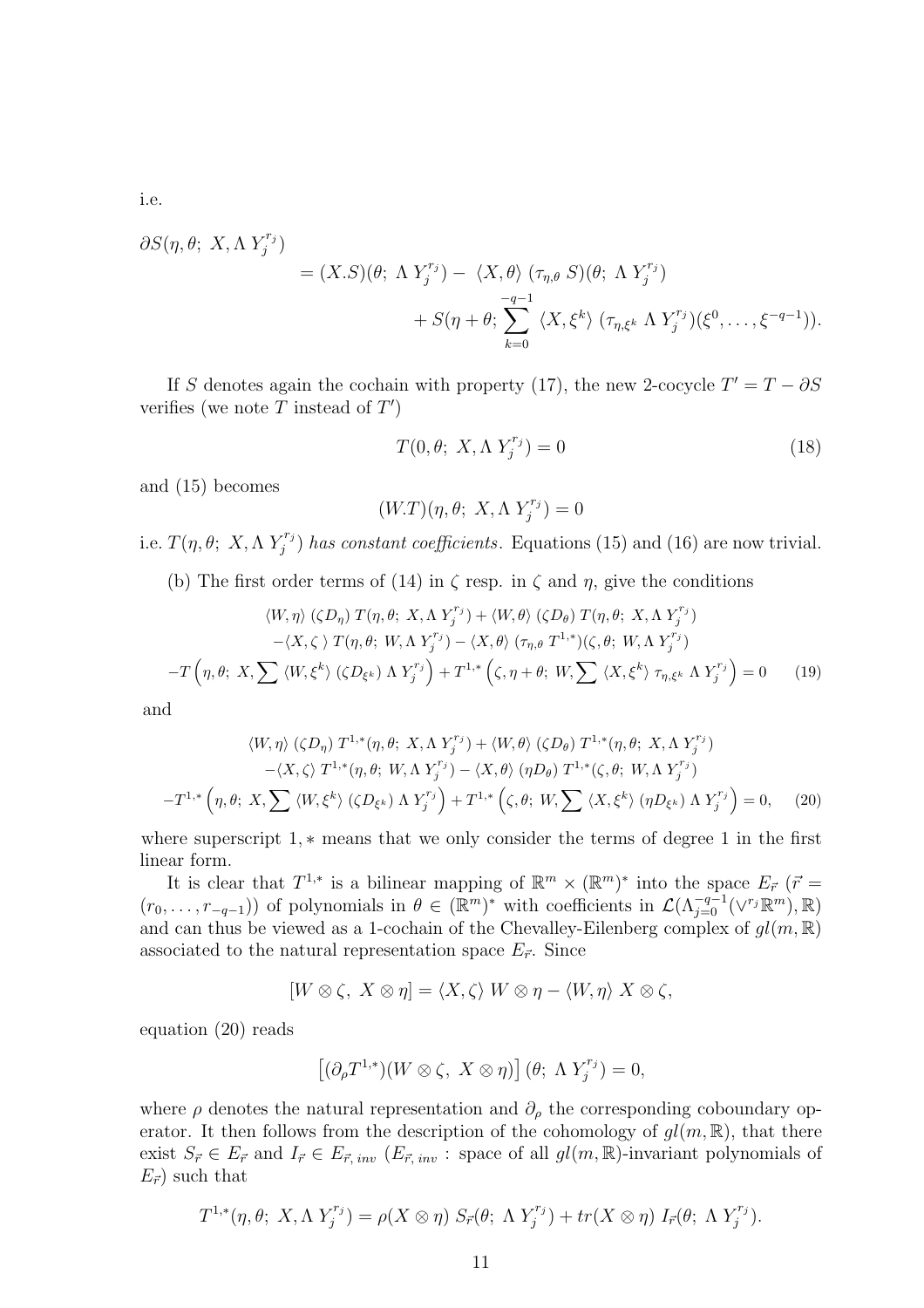i.e.

$$
\begin{aligned}
\partial S(\eta, \theta;\ X, \Lambda\, Y_j^{r_j}) \\
&= (X.S)(\theta;\ \Lambda\, Y_j^{r_j}) - \ \langle X, \theta \rangle \ (\tau_{\eta,\theta}\, S)(\theta;\ \Lambda\, Y_j^{r_j}) \\
&\quad + S(\eta+\theta;\ \sum_{k=0}^{-q-1} \langle X, \xi^k \rangle \ (\tau_{\eta,\xi^k}\ \Lambda\, Y_j^{r_j})(\xi^0, \ldots, \xi^{-q-1})).
\end{aligned}
$$

If $S$ denotes again the cochain with property (17), the new 2-cocycle $T' = T - \partial S$ verifies (we note $T$ instead of $T'$)

$$
T(0, \theta;\ X, \Lambda\, Y_j^{r_j}) = 0 \tag{18}
$$

and (15) becomes

$$
(W.T)(\eta, \theta;\ X, \Lambda\, Y_j^{r_j}) = 0
$$

i.e. $T(\eta, \theta;\ X, \Lambda\, Y_j^{r_j})$ *has constant coefficients*. Equations (15) and (16) are now trivial.

(b) The first order terms of (14) in $\zeta$ resp. in $\zeta$ and $\eta$, give the conditions

$$
\begin{aligned}
&\langle W, \eta \rangle \ (\zeta D_\eta)\ T(\eta, \theta;\ X, \Lambda\, Y_j^{r_j}) + \langle W, \theta \rangle \ (\zeta D_\theta)\ T(\eta, \theta;\ X, \Lambda\, Y_j^{r_j}) \\
&-\langle X, \zeta \ \rangle \ T(\eta, \theta;\ W, \Lambda\, Y_j^{r_j}) - \langle X, \theta \rangle \ (\tau_{\eta,\theta}\ T^{1,*})(\zeta, \theta;\ W, \Lambda\, Y_j^{r_j}) \\
-T&\left(\eta, \theta;\ X, \sum \langle W, \xi^k \rangle \ (\zeta D_{\xi^k})\ \Lambda\, Y_j^{r_j}\right) + T^{1,*}\left(\zeta, \eta+\theta;\ W, \sum \langle X, \xi^k \rangle \ \tau_{\eta,\xi^k}\ \Lambda\, Y_j^{r_j}\right) = 0
\end{aligned}
\tag{19}
$$

and

$$
\begin{aligned}
&\langle W, \eta \rangle \ (\zeta D_\eta)\ T^{1,*}(\eta, \theta;\ X, \Lambda\, Y_j^{r_j}) + \langle W, \theta \rangle \ (\zeta D_\theta)\ T^{1,*}(\eta, \theta;\ X, \Lambda\, Y_j^{r_j}) \\
&-\langle X, \zeta \rangle \ T^{1,*}(\eta, \theta;\ W, \Lambda\, Y_j^{r_j}) - \langle X, \theta \rangle \ (\eta D_\theta)\ T^{1,*}(\zeta, \theta;\ W, \Lambda\, Y_j^{r_j}) \\
-T^{1,*}&\left(\eta, \theta;\ X, \sum \langle W, \xi^k \rangle \ (\zeta D_{\xi^k})\ \Lambda\, Y_j^{r_j}\right) + T^{1,*}\left(\zeta, \theta;\ W, \sum \langle X, \xi^k \rangle \ (\eta D_{\xi^k})\ \Lambda\, Y_j^{r_j}\right) = 0,
\end{aligned}
\tag{20}
$$

where superscript $1,*$ means that we only consider the terms of degree 1 in the first linear form.

It is clear that $T^{1,*}$ is a bilinear mapping of $\mathbb{R}^m \times (\mathbb{R}^m)^*$ into the space $E_{\vec{r}}$ ($\vec{r} = (r_0, \ldots, r_{-q-1})$) of polynomials in $\theta \in (\mathbb{R}^m)^*$ with coefficients in $\mathcal{L}(\Lambda_{j=0}^{-q-1}(\vee^{r_j}\mathbb{R}^m), \mathbb{R})$ and can thus be viewed as a 1-cochain of the Chevalley-Eilenberg complex of $gl(m, \mathbb{R})$ associated to the natural representation space $E_{\vec{r}}$. Since

$$
[W \otimes \zeta,\ X \otimes \eta] = \langle X, \zeta \rangle \ W \otimes \eta - \langle W, \eta \rangle \ X \otimes \zeta,
$$

equation (20) reads

$$
\left[(\partial_\rho T^{1,*})(W \otimes \zeta,\ X \otimes \eta)\right](\theta;\ \Lambda\, Y_j^{r_j}) = 0,
$$

where $\rho$ denotes the natural representation and $\partial_\rho$ the corresponding coboundary operator. It then follows from the description of the cohomology of $gl(m, \mathbb{R})$, that there exist $S_{\vec{r}} \in E_{\vec{r}}$ and $I_{\vec{r}} \in E_{\vec{r},\,inv}$ ($E_{\vec{r},\,inv}$ : space of all $gl(m, \mathbb{R})$-invariant polynomials of $E_{\vec{r}}$) such that

$$
T^{1,*}(\eta, \theta;\ X, \Lambda\, Y_j^{r_j}) = \rho(X \otimes \eta)\ S_{\vec{r}}(\theta;\ \Lambda\, Y_j^{r_j}) + tr(X \otimes \eta)\ I_{\vec{r}}(\theta;\ \Lambda\, Y_j^{r_j}).
$$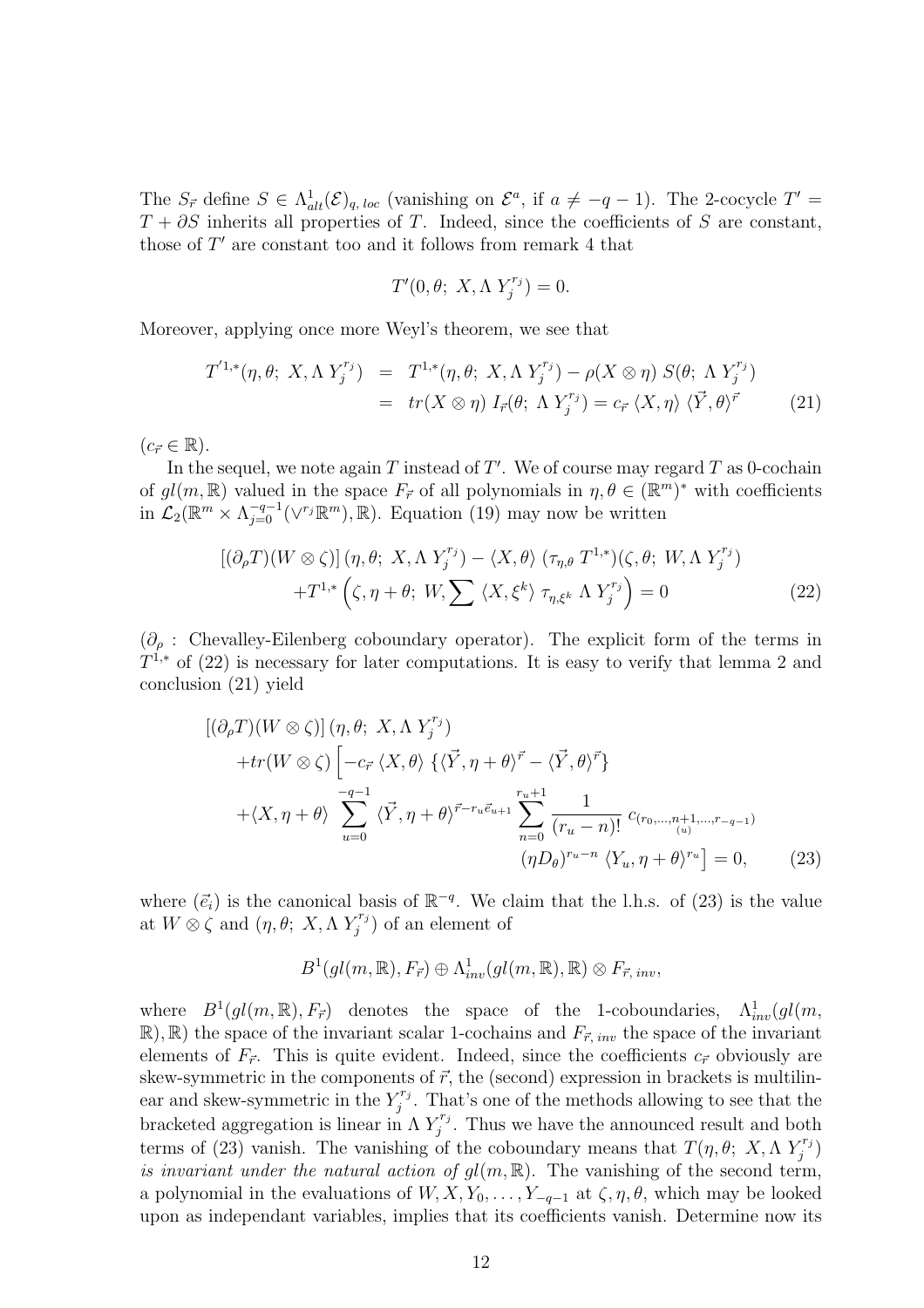The $S_{\vec{r}}$ define $S \in \Lambda^1_{alt}(\mathcal{E})_{q,\,loc}$ (vanishing on $\mathcal{E}^a$, if $a \neq -q-1$). The 2-cocycle $T' = T + \partial S$ inherits all properties of $T$. Indeed, since the coefficients of $S$ are constant, those of $T'$ are constant too and it follows from remark 4 that

$$T'(0, \theta;\ X, \Lambda\, Y_j^{r_j}) = 0.$$

Moreover, applying once more Weyl's theorem, we see that

$$\begin{aligned} T'^{1,*}(\eta, \theta;\ X, \Lambda\, Y_j^{r_j}) &= T^{1,*}(\eta, \theta;\ X, \Lambda\, Y_j^{r_j}) - \rho(X \otimes \eta)\; S(\theta;\ \Lambda\, Y_j^{r_j}) \\ &= tr(X \otimes \eta)\; I_{\vec{r}}(\theta;\ \Lambda\, Y_j^{r_j}) = c_{\vec{r}}\; \langle X, \eta\rangle\; \langle \vec{Y}, \theta\rangle^{\vec{r}} \end{aligned} \tag{21}$$

($c_{\vec{r}} \in \mathbb{R}$).

In the sequel, we note again $T$ instead of $T'$. We of course may regard $T$ as 0-cochain of $gl(m, \mathbb{R})$ valued in the space $F_{\vec{r}}$ of all polynomials in $\eta, \theta \in (\mathbb{R}^m)^*$ with coefficients in $\mathcal{L}_2(\mathbb{R}^m \times \Lambda_{j=0}^{-q-1}(\vee^{r_j}\mathbb{R}^m), \mathbb{R})$. Equation (19) may now be written

$$\begin{aligned} \left[(\partial_\rho T)(W \otimes \zeta)\right](\eta, \theta;\ X, \Lambda\, Y_j^{r_j}) - \langle X, \theta\rangle\; (\tau_{\eta,\theta}\, T^{1,*})(\zeta, \theta;\ W, \Lambda\, Y_j^{r_j}) \\ + T^{1,*}\left(\zeta, \eta + \theta;\ W, \sum\ \langle X, \xi^k\rangle\ \tau_{\eta,\xi^k}\ \Lambda\ Y_j^{r_j}\right) = 0 \end{aligned} \tag{22}$$

($\partial_\rho$ : Chevalley-Eilenberg coboundary operator). The explicit form of the terms in $T^{1,*}$ of (22) is necessary for later computations. It is easy to verify that lemma 2 and conclusion (21) yield

$$\begin{aligned} &\left[(\partial_\rho T)(W \otimes \zeta)\right](\eta, \theta;\ X, \Lambda\, Y_j^{r_j}) \\ &\quad + tr(W \otimes \zeta)\Big[ -c_{\vec{r}}\ \langle X, \theta\rangle\ \{\langle \vec{Y}, \eta + \theta\rangle^{\vec{r}} - \langle \vec{Y}, \theta\rangle^{\vec{r}}\} \\ &\quad + \langle X, \eta + \theta\rangle \sum_{u=0}^{-q-1} \langle \vec{Y}, \eta + \theta\rangle^{\vec{r} - r_u \vec{e}_{u+1}} \sum_{n=0}^{r_u+1} \frac{1}{(r_u - n)!}\ c_{(r_0, \ldots, \underset{(u)}{n+1}, \ldots, r_{-q-1})} \\ &\qquad\qquad (\eta D_\theta)^{r_u - n}\ \langle Y_u, \eta + \theta\rangle^{r_u}\Big] = 0, \end{aligned} \tag{23}$$

where $(\vec{e}_i)$ is the canonical basis of $\mathbb{R}^{-q}$. We claim that the l.h.s. of (23) is the value at $W \otimes \zeta$ and $(\eta, \theta;\ X, \Lambda\, Y_j^{r_j})$ of an element of

$$B^1(gl(m, \mathbb{R}), F_{\vec{r}}) \oplus \Lambda^1_{inv}(gl(m, \mathbb{R}), \mathbb{R}) \otimes F_{\vec{r},\,inv},$$

where $B^1(gl(m, \mathbb{R}), F_{\vec{r}})$ denotes the space of the 1-coboundaries, $\Lambda^1_{inv}(gl(m, \mathbb{R}), \mathbb{R})$ the space of the invariant scalar 1-cochains and $F_{\vec{r},\,inv}$ the space of the invariant elements of $F_{\vec{r}}$. This is quite evident. Indeed, since the coefficients $c_{\vec{r}}$ obviously are skew-symmetric in the components of $\vec{r}$, the (second) expression in brackets is multilinear and skew-symmetric in the $Y_j^{r_j}$. That's one of the methods allowing to see that the bracketed aggregation is linear in $\Lambda\, Y_j^{r_j}$. Thus we have the announced result and both terms of (23) vanish. The vanishing of the coboundary means that $T(\eta, \theta;\ X, \Lambda\, Y_j^{r_j})$ *is invariant under the natural action of* $gl(m, \mathbb{R})$. The vanishing of the second term, a polynomial in the evaluations of $W, X, Y_0, \ldots, Y_{-q-1}$ at $\zeta, \eta, \theta$, which may be looked upon as independant variables, implies that its coefficients vanish. Determine now its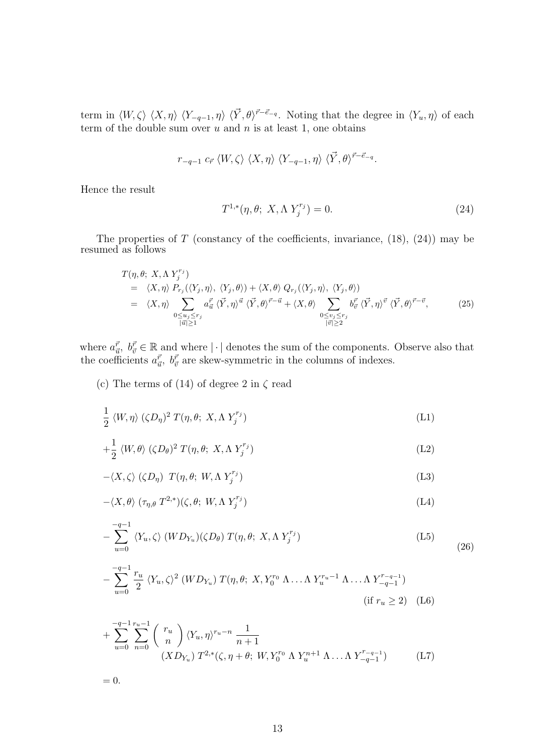term in $\langle W, \zeta\rangle\ \langle X, \eta\rangle\ \langle Y_{-q-1}, \eta\rangle\ \langle \vec{Y}, \theta\rangle^{\vec{r}-\vec{e}_{-q}}$. Noting that the degree in $\langle Y_u, \eta\rangle$ of each term of the double sum over $u$ and $n$ is at least 1, one obtains

$$r_{-q-1}\ c_{\vec{r}}\ \langle W, \zeta\rangle\ \langle X, \eta\rangle\ \langle Y_{-q-1}, \eta\rangle\ \langle \vec{Y}, \theta\rangle^{\vec{r}-\vec{e}_{-q}}.$$

Hence the result

$$T^{1,*}(\eta, \theta;\ X, \Lambda\, Y_j^{r_j}) = 0. \tag{24}$$

The properties of $T$ (constancy of the coefficients, invariance, (18), (24)) may be resumed as follows

$$\begin{aligned}
&T(\eta, \theta;\ X, \Lambda\, Y_j^{r_j})\\
&= \langle X, \eta\rangle\ P_{r_j}(\langle Y_j, \eta\rangle,\ \langle Y_j, \theta\rangle) + \langle X, \theta\rangle\ Q_{r_j}(\langle Y_j, \eta\rangle,\ \langle Y_j, \theta\rangle)\\
&= \langle X, \eta\rangle \sum_{\substack{0\leq u_j\leq r_j\\ |\vec{u}|\geq 1}} a^{\vec{r}}_{\vec{u}}\ \langle \vec{Y}, \eta\rangle^{\vec{u}}\ \langle \vec{Y}, \theta\rangle^{\vec{r}-\vec{u}} + \langle X, \theta\rangle \sum_{\substack{0\leq v_j\leq r_j\\ |\vec{v}|\geq 2}} b^{\vec{r}}_{\vec{v}}\ \langle \vec{Y}, \eta\rangle^{\vec{v}}\ \langle \vec{Y}, \theta\rangle^{\vec{r}-\vec{v}},
\end{aligned} \tag{25}$$

where $a^{\vec{r}}_{\vec{u}},\ b^{\vec{r}}_{\vec{v}} \in \mathbb{R}$ and where $|\cdot|$ denotes the sum of the components. Observe also that the coefficients $a^{\vec{r}}_{\vec{u}},\ b^{\vec{r}}_{\vec{v}}$ are skew-symmetric in the columns of indexes.

(c) The terms of (14) of degree 2 in $\zeta$ read

$$\begin{aligned}
&\frac{1}{2}\ \langle W, \eta\rangle\ (\zeta D_\eta)^2\ T(\eta, \theta;\ X, \Lambda\, Y_j^{r_j}) && \text{(L1)}\\
&+\frac{1}{2}\ \langle W, \theta\rangle\ (\zeta D_\theta)^2\ T(\eta, \theta;\ X, \Lambda\, Y_j^{r_j}) && \text{(L2)}\\
&-\langle X, \zeta\rangle\ (\zeta D_\eta)\ \ T(\eta, \theta;\ W, \Lambda\, Y_j^{r_j}) && \text{(L3)}\\
&-\langle X, \theta\rangle\ (\tau_{\eta,\theta}\ T^{2,*})(\zeta, \theta;\ W, \Lambda\, Y_j^{r_j}) && \text{(L4)}\\
&-\sum_{u=0}^{-q-1} \langle Y_u, \zeta\rangle\ (WD_{Y_u})(\zeta D_\theta)\ T(\eta, \theta;\ X, \Lambda\, Y_j^{r_j}) && \text{(L5)}\\
&-\sum_{u=0}^{-q-1} \frac{r_u}{2}\ \langle Y_u, \zeta\rangle^2\ (WD_{Y_u})\ T(\eta, \theta;\ X, Y_0^{r_0}\,\Lambda \ldots \Lambda\, Y_u^{r_u-1}\,\Lambda \ldots \Lambda\, Y_{-q-1}^{r_{-q-1}}) && \\
&\qquad\qquad\qquad\qquad\qquad\qquad\qquad\qquad\qquad\qquad\text{(if } r_u\geq 2\text{)} && \text{(L6)}\\
&+\sum_{u=0}^{-q-1}\sum_{n=0}^{r_u-1} \binom{r_u}{n} \langle Y_u, \eta\rangle^{r_u-n}\ \frac{1}{n+1} && \\
&\qquad (XD_{Y_u})\ T^{2,*}(\zeta, \eta+\theta;\ W, Y_0^{r_0}\,\Lambda\, Y_u^{n+1}\,\Lambda \ldots \Lambda\, Y_{-q-1}^{r_{-q-1}}) && \text{(L7)}\\
&= 0.
\end{aligned} \tag{26}$$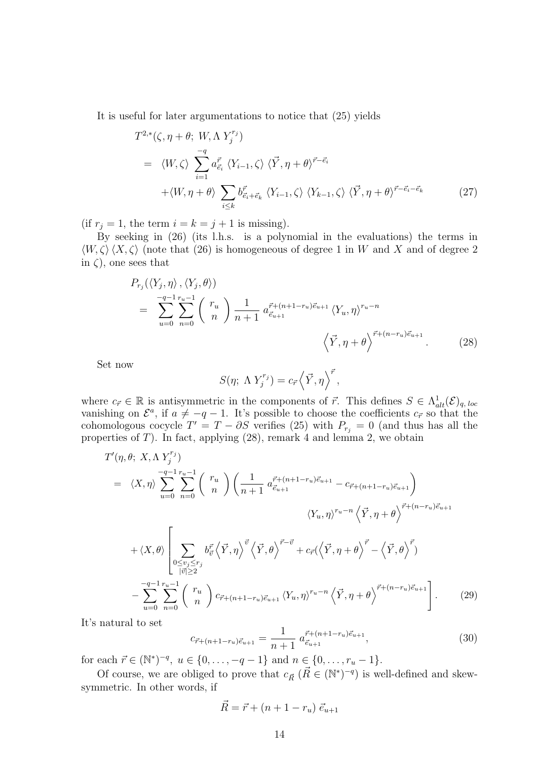It is useful for later argumentations to notice that (25) yields

$$
\begin{aligned}
& T^{2,*}(\zeta, \eta+\theta;\ W, \Lambda\, Y_j^{r_j}) \\
&= \langle W, \zeta\rangle \sum_{i=1}^{-q} a^{\vec{r}}_{\vec{e}_i}\ \langle Y_{i-1}, \zeta\rangle\ \langle \vec{Y}, \eta+\theta\rangle^{\vec{r}-\vec{e}_i} \\
&\quad + \langle W, \eta+\theta\rangle \sum_{i\le k} b^{\vec{r}}_{\vec{e}_i+\vec{e}_k}\ \langle Y_{i-1}, \zeta\rangle\ \langle Y_{k-1}, \zeta\rangle\ \langle \vec{Y}, \eta+\theta\rangle^{\vec{r}-\vec{e}_i-\vec{e}_k}
\end{aligned}
\tag{27}
$$

(if $r_j = 1$, the term $i = k = j+1$ is missing).

By seeking in (26) (its l.h.s. is a polynomial in the evaluations) the terms in $\langle W, \zeta\rangle\, \langle X, \zeta\rangle$ (note that (26) is homogeneous of degree 1 in $W$ and $X$ and of degree 2 in $\zeta$), one sees that

$$
\begin{aligned}
& P_{r_j}(\langle Y_j, \eta\rangle, \langle Y_j, \theta\rangle) \\
&= \sum_{u=0}^{-q-1}\sum_{n=0}^{r_u-1} \binom{r_u}{n} \frac{1}{n+1}\, a^{\vec{r}+(n+1-r_u)\vec{e}_{u+1}}_{\vec{e}_{u+1}}\, \langle Y_u, \eta\rangle^{r_u-n} \\
&\qquad\qquad \left\langle \vec{Y}, \eta+\theta\right\rangle^{\vec{r}+(n-r_u)\vec{e}_{u+1}}.
\end{aligned}
\tag{28}
$$

Set now

$$
S(\eta;\ \Lambda\, Y_j^{r_j}) = c_{\vec{r}} \left\langle \vec{Y}, \eta\right\rangle^{\vec{r}},
$$

where $c_{\vec{r}} \in \mathbb{R}$ is antisymmetric in the components of $\vec{r}$. This defines $S \in \Lambda^1_{alt}(\mathcal{E})_{q,\,loc}$ vanishing on $\mathcal{E}^a$, if $a \neq -q-1$. It's possible to choose the coefficients $c_{\vec{r}}$ so that the cohomologous cocycle $T' = T - \partial S$ verifies (25) with $P_{r_j} = 0$ (and thus has all the properties of $T$). In fact, applying (28), remark 4 and lemma 2, we obtain

$$
\begin{aligned}
& T'(\eta, \theta;\ X, \Lambda\, Y_j^{r_j}) \\
&= \langle X, \eta\rangle \sum_{u=0}^{-q-1}\sum_{n=0}^{r_u-1} \binom{r_u}{n} \left( \frac{1}{n+1}\, a^{\vec{r}+(n+1-r_u)\vec{e}_{u+1}}_{\vec{e}_{u+1}} - c_{\vec{r}+(n+1-r_u)\vec{e}_{u+1}} \right) \\
&\qquad\qquad \langle Y_u, \eta\rangle^{r_u-n} \left\langle \vec{Y}, \eta+\theta\right\rangle^{\vec{r}+(n-r_u)\vec{e}_{u+1}} \\
&\quad + \langle X, \theta\rangle \Bigg[ \sum_{\substack{0\le v_j\le r_j\\ |\vec{v}|\ge 2}} b^{\vec{r}}_{\vec{v}} \left\langle \vec{Y}, \eta\right\rangle^{\vec{v}} \left\langle \vec{Y}, \theta\right\rangle^{\vec{r}-\vec{v}} + c_{\vec{r}} \left( \left\langle \vec{Y}, \eta+\theta\right\rangle^{\vec{r}} - \left\langle \vec{Y}, \theta\right\rangle^{\vec{r}} \right) \\
&\quad - \sum_{u=0}^{-q-1}\sum_{n=0}^{r_u-1} \binom{r_u}{n} c_{\vec{r}+(n+1-r_u)\vec{e}_{u+1}}\, \langle Y_u, \eta\rangle^{r_u-n} \left\langle \vec{Y}, \eta+\theta\right\rangle^{\vec{r}+(n-r_u)\vec{e}_{u+1}} \Bigg].
\end{aligned}
\tag{29}
$$

It's natural to set

$$
c_{\vec{r}+(n+1-r_u)\vec{e}_{u+1}} = \frac{1}{n+1}\, a^{\vec{r}+(n+1-r_u)\vec{e}_{u+1}}_{\vec{e}_{u+1}},
\tag{30}
$$

for each $\vec{r} \in (\mathbb{N}^*)^{-q}$, $u \in \{0, \ldots, -q-1\}$ and $n \in \{0, \ldots, r_u - 1\}$.

Of course, we are obliged to prove that $c_{\vec{R}}$ ($\vec{R} \in (\mathbb{N}^*)^{-q}$) is well-defined and skew-symmetric. In other words, if

$$
\vec{R} = \vec{r} + (n+1-r_u)\ \vec{e}_{u+1}
$$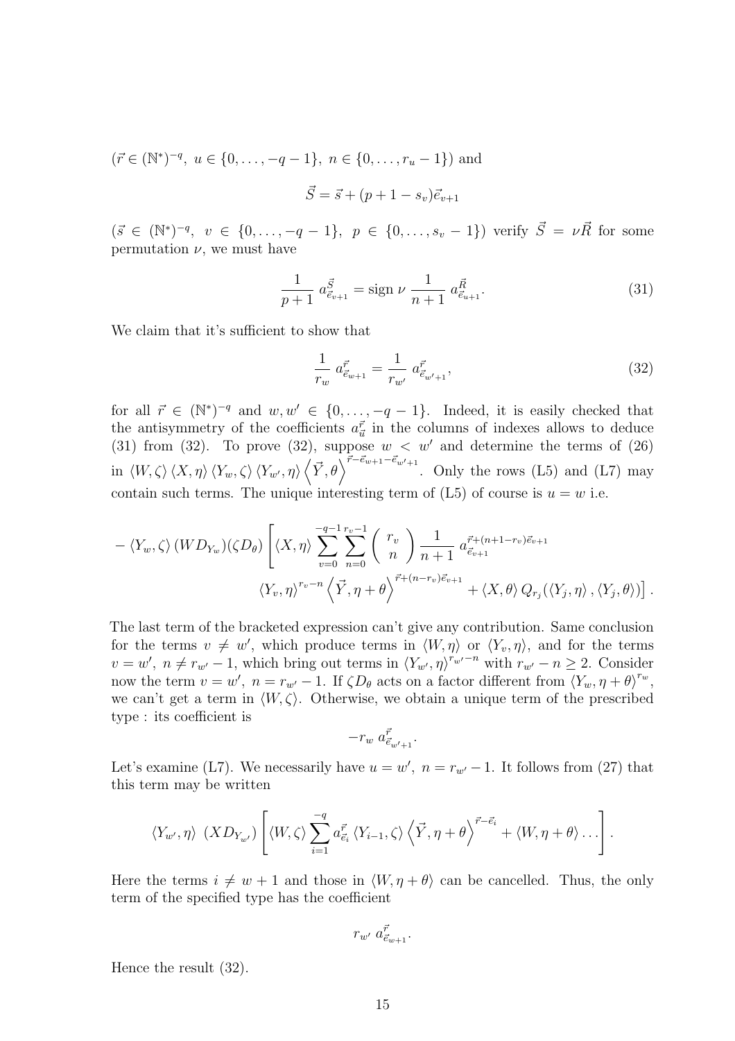($\vec{r} \in (\mathbb{N}^*)^{-q},\ u \in \{0, \ldots, -q-1\},\ n \in \{0, \ldots, r_u - 1\}$) and

$$\vec{S} = \vec{s} + (p + 1 - s_v)\vec{e}_{v+1}$$

($\vec{s} \in (\mathbb{N}^*)^{-q},\ v \in \{0, \ldots, -q-1\},\ p \in \{0, \ldots, s_v - 1\}$) verify $\vec{S} = \nu \vec{R}$ for some permutation $\nu$, we must have

$$\frac{1}{p+1}\, a^{\vec{S}}_{\vec{e}_{v+1}} = \text{sign}\ \nu\ \frac{1}{n+1}\, a^{\vec{R}}_{\vec{e}_{u+1}}. \tag{31}$$

We claim that it's sufficient to show that

$$\frac{1}{r_w}\, a^{\vec{r}}_{\vec{e}_{w+1}} = \frac{1}{r_{w'}}\, a^{\vec{r}}_{\vec{e}_{w'+1}}, \tag{32}$$

for all $\vec{r} \in (\mathbb{N}^*)^{-q}$ and $w, w' \in \{0, \ldots, -q-1\}$. Indeed, it is easily checked that the antisymmetry of the coefficients $a^{\vec{r}}_{\vec{u}}$ in the columns of indexes allows to deduce (31) from (32). To prove (32), suppose $w < w'$ and determine the terms of (26) in $\langle W, \zeta\rangle \langle X, \eta\rangle \langle Y_w, \zeta\rangle \langle Y_{w'}, \eta\rangle \left\langle \vec{Y}, \theta\right\rangle^{\vec{r} - \vec{e}_{w+1} - \vec{e}_{w'+1}}$. Only the rows (L5) and (L7) may contain such terms. The unique interesting term of (L5) of course is $u = w$ i.e.

$$- \langle Y_w, \zeta\rangle\, (W D_{Y_w})(\zeta D_\theta) \left[ \langle X, \eta\rangle \sum_{v=0}^{-q-1} \sum_{n=0}^{r_v - 1} \binom{r_v}{n} \frac{1}{n+1}\, a^{\vec{r} + (n+1-r_v)\vec{e}_{v+1}}_{\vec{e}_{v+1}} \right.$$
$$\left. \langle Y_v, \eta\rangle^{r_v - n} \left\langle \vec{Y}, \eta + \theta\right\rangle^{\vec{r} + (n - r_v)\vec{e}_{v+1}} + \langle X, \theta\rangle\, Q_{r_j}(\langle Y_j, \eta\rangle, \langle Y_j, \theta\rangle) \right].$$

The last term of the bracketed expression can't give any contribution. Same conclusion for the terms $v \neq w'$, which produce terms in $\langle W, \eta\rangle$ or $\langle Y_v, \eta\rangle$, and for the terms $v = w'$, $n \neq r_{w'} - 1$, which bring out terms in $\langle Y_{w'}, \eta\rangle^{r_{w'} - n}$ with $r_{w'} - n \geq 2$. Consider now the term $v = w'$, $n = r_{w'} - 1$. If $\zeta D_\theta$ acts on a factor different from $\langle Y_w, \eta + \theta\rangle^{r_w}$, we can't get a term in $\langle W, \zeta\rangle$. Otherwise, we obtain a unique term of the prescribed type : its coefficient is

$$-r_w\, a^{\vec{r}}_{\vec{e}_{w'+1}}.$$

Let's examine (L7). We necessarily have $u = w'$, $n = r_{w'} - 1$. It follows from (27) that this term may be written

$$\langle Y_{w'}, \eta\rangle\ (X D_{Y_{w'}}) \left[ \langle W, \zeta\rangle \sum_{i=1}^{-q} a^{\vec{r}}_{\vec{e}_i}\, \langle Y_{i-1}, \zeta\rangle \left\langle \vec{Y}, \eta + \theta\right\rangle^{\vec{r} - \vec{e}_i} + \langle W, \eta + \theta\rangle \ldots \right].$$

Here the terms $i \neq w + 1$ and those in $\langle W, \eta + \theta\rangle$ can be cancelled. Thus, the only term of the specified type has the coefficient

$$r_{w'}\, a^{\vec{r}}_{\vec{e}_{w+1}}.$$

Hence the result (32).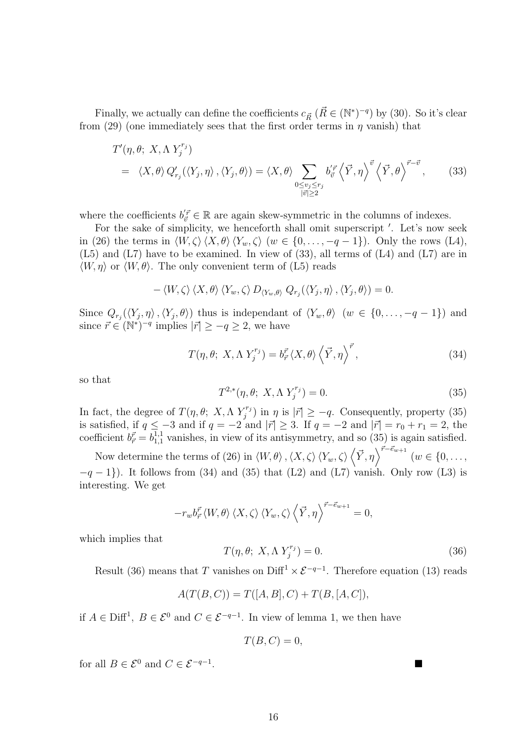Finally, we actually can define the coefficients $c_{\vec{R}}$ ($\vec{R} \in (\mathbb{N}^*)^{-q}$) by (30). So it's clear from (29) (one immediately sees that the first order terms in $\eta$ vanish) that

$$
\begin{aligned}
& T'(\eta, \theta;\ X, \Lambda\, Y_j^{r_j}) \\
= & \ \langle X, \theta \rangle\, Q'_{r_j}(\langle Y_j, \eta \rangle, \langle Y_j, \theta \rangle) = \langle X, \theta \rangle \sum_{\substack{0 \le v_j \le r_j \\ |\vec{v}| \ge 2}} b'^{\vec{r}}_{\vec{v}} \left\langle \vec{Y}, \eta \right\rangle^{\vec{v}} \left\langle \vec{Y}, \theta \right\rangle^{\vec{r}-\vec{v}}, \qquad (33)
\end{aligned}
$$

where the coefficients $b'^{\vec{r}}_{\vec{v}} \in \mathbb{R}$ are again skew-symmetric in the columns of indexes.

For the sake of simplicity, we henceforth shall omit superscript $'$. Let's now seek in (26) the terms in $\langle W, \zeta \rangle \langle X, \theta \rangle \langle Y_w, \zeta \rangle$ ($w \in \{0, \ldots, -q-1\}$). Only the rows (L4), (L5) and (L7) have to be examined. In view of (33), all terms of (L4) and (L7) are in $\langle W, \eta \rangle$ or $\langle W, \theta \rangle$. The only convenient term of (L5) reads

$$
-\langle W, \zeta \rangle \langle X, \theta \rangle \langle Y_w, \zeta \rangle\, D_{\langle Y_w, \theta \rangle}\, Q_{r_j}(\langle Y_j, \eta \rangle, \langle Y_j, \theta \rangle) = 0.
$$

Since $Q_{r_j}(\langle Y_j, \eta \rangle, \langle Y_j, \theta \rangle)$ thus is independant of $\langle Y_w, \theta \rangle$ ($w \in \{0, \ldots, -q-1\}$) and since $\vec{r} \in (\mathbb{N}^*)^{-q}$ implies $|\vec{r}| \ge -q \ge 2$, we have

$$
T(\eta, \theta;\ X, \Lambda\, Y_j^{r_j}) = b^{\vec{r}}_{\vec{r}} \langle X, \theta \rangle \left\langle \vec{Y}, \eta \right\rangle^{\vec{r}}, \qquad (34)
$$

so that

$$
T^{2,*}(\eta, \theta;\ X, \Lambda\, Y_j^{r_j}) = 0. \qquad (35)
$$

In fact, the degree of $T(\eta, \theta;\ X, \Lambda\, Y_j^{r_j})$ in $\eta$ is $|\vec{r}| \ge -q$. Consequently, property (35) is satisfied, if $q \le -3$ and if $q = -2$ and $|\vec{r}| \ge 3$. If $q = -2$ and $|\vec{r}| = r_0 + r_1 = 2$, the coefficient $b^{\vec{r}}_{\vec{r}} = b^{1,1}_{1,1}$ vanishes, in view of its antisymmetry, and so (35) is again satisfied.

Now determine the terms of (26) in $\langle W, \theta \rangle, \langle X, \zeta \rangle \langle Y_w, \zeta \rangle \left\langle \vec{Y}, \eta \right\rangle^{\vec{r}-\vec{e}_{w+1}}$ ($w \in \{0, \ldots, -q-1\}$). It follows from (34) and (35) that (L2) and (L7) vanish. Only row (L3) is interesting. We get

$$
-r_w b^{\vec{r}}_{\vec{r}} \langle W, \theta \rangle \langle X, \zeta \rangle \langle Y_w, \zeta \rangle \left\langle \vec{Y}, \eta \right\rangle^{\vec{r}-\vec{e}_{w+1}} = 0,
$$

which implies that

$$
T(\eta, \theta;\ X, \Lambda\, Y_j^{r_j}) = 0. \qquad (36)
$$

Result (36) means that $T$ vanishes on $\mathrm{Diff}^1 \times \mathcal{E}^{-q-1}$. Therefore equation (13) reads

$$
A(T(B, C)) = T([A, B], C) + T(B, [A, C]),
$$

if $A \in \mathrm{Diff}^1$, $B \in \mathcal{E}^0$ and $C \in \mathcal{E}^{-q-1}$. In view of lemma 1, we then have

$$
T(B, C) = 0,
$$

for all $B \in \mathcal{E}^0$ and $C \in \mathcal{E}^{-q-1}$. ∎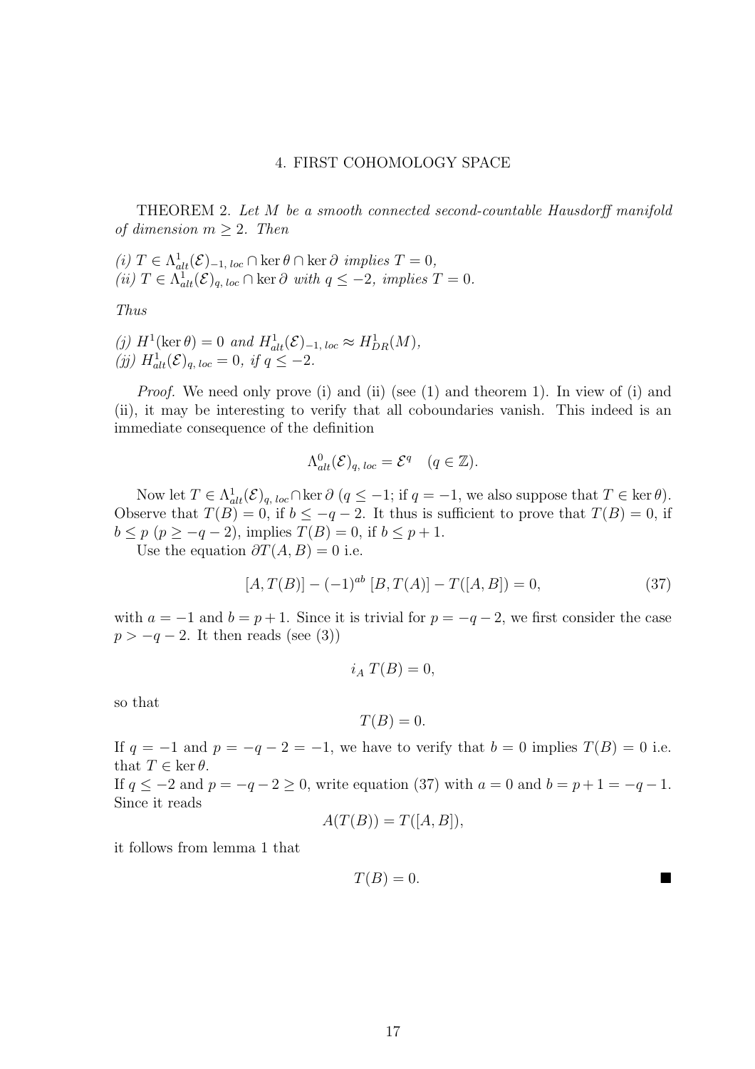## 4. FIRST COHOMOLOGY SPACE

THEOREM 2. *Let $M$ be a smooth connected second-countable Hausdorff manifold of dimension $m \geq 2$. Then*

*(i) $T \in \Lambda^1_{alt}(\mathcal{E})_{-1,\, loc} \cap \ker \theta \cap \ker \partial$ implies $T = 0$,*
*(ii) $T \in \Lambda^1_{alt}(\mathcal{E})_{q,\, loc} \cap \ker \partial$ with $q \leq -2$, implies $T = 0$.*

*Thus*

*(j) $H^1(\ker \theta) = 0$ and $H^1_{alt}(\mathcal{E})_{-1,\, loc} \approx H^1_{DR}(M)$,*
*(jj) $H^1_{alt}(\mathcal{E})_{q,\, loc} = 0$, if $q \leq -2$.*

*Proof.* We need only prove (i) and (ii) (see (1) and theorem 1). In view of (i) and (ii), it may be interesting to verify that all coboundaries vanish. This indeed is an immediate consequence of the definition

$$\Lambda^0_{alt}(\mathcal{E})_{q,\, loc} = \mathcal{E}^q \quad (q \in \mathbb{Z}).$$

Now let $T \in \Lambda^1_{alt}(\mathcal{E})_{q,\, loc} \cap \ker \partial$ ($q \leq -1$; if $q = -1$, we also suppose that $T \in \ker \theta$). Observe that $T(B) = 0$, if $b \leq -q-2$. It thus is sufficient to prove that $T(B) = 0$, if $b \leq p$ ($p \geq -q-2$), implies $T(B) = 0$, if $b \leq p+1$.

Use the equation $\partial T(A, B) = 0$ i.e.

$$[A, T(B)] - (-1)^{ab}\, [B, T(A)] - T([A, B]) = 0, \tag{37}$$

with $a = -1$ and $b = p+1$. Since it is trivial for $p = -q-2$, we first consider the case $p > -q-2$. It then reads (see (3))

$$i_A\, T(B) = 0,$$

so that

$$T(B) = 0.$$

If $q = -1$ and $p = -q-2 = -1$, we have to verify that $b = 0$ implies $T(B) = 0$ i.e. that $T \in \ker \theta$.
If $q \leq -2$ and $p = -q-2 \geq 0$, write equation (37) with $a = 0$ and $b = p+1 = -q-1$. Since it reads

$$A(T(B)) = T([A, B]),$$

it follows from lemma 1 that

$$T(B) = 0. \qquad \blacksquare$$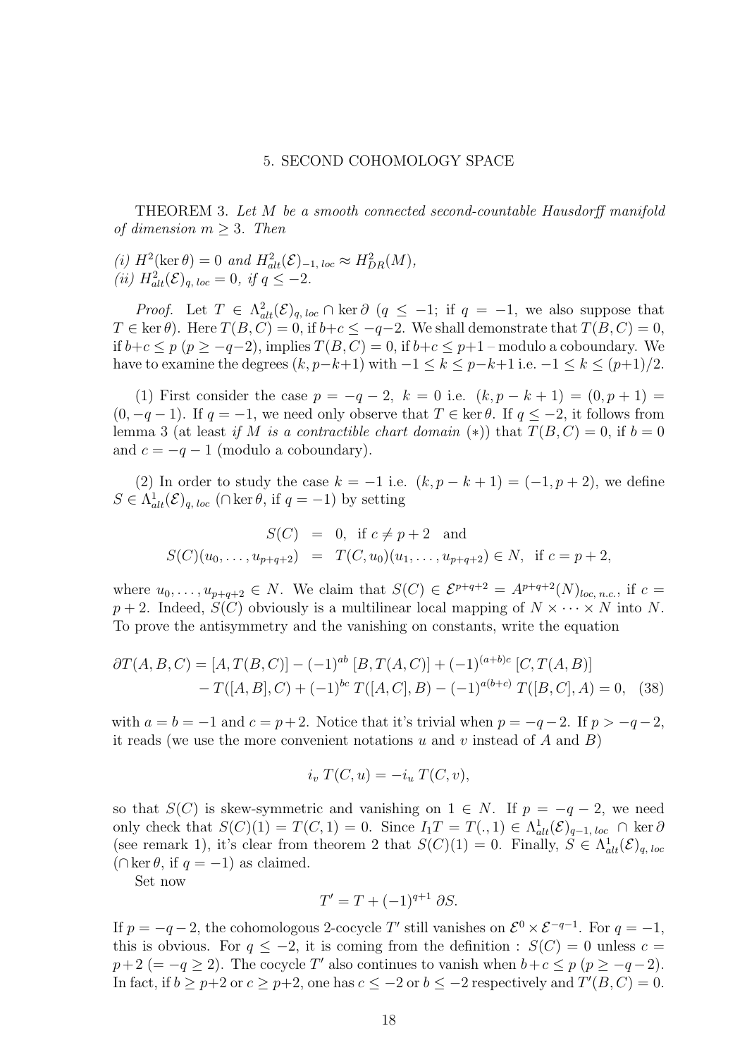# 5. SECOND COHOMOLOGY SPACE

THEOREM 3. *Let $M$ be a smooth connected second-countable Hausdorff manifold of dimension $m \geq 3$. Then*

*(i) $H^2(\ker\theta) = 0$ and $H^2_{alt}(\mathcal{E})_{-1,\,loc} \approx H^2_{DR}(M)$,*
*(ii) $H^2_{alt}(\mathcal{E})_{q,\,loc} = 0$, if $q \leq -2$.*

*Proof.* Let $T \in \Lambda^2_{alt}(\mathcal{E})_{q,\,loc} \cap \ker\partial$ ($q \leq -1$; if $q = -1$, we also suppose that $T \in \ker\theta$). Here $T(B,C) = 0$, if $b+c \leq -q-2$. We shall demonstrate that $T(B,C) = 0$, if $b+c \leq p$ ($p \geq -q-2$), implies $T(B,C) = 0$, if $b+c \leq p+1$ – modulo a coboundary. We have to examine the degrees $(k, p-k+1)$ with $-1 \leq k \leq p-k+1$ i.e. $-1 \leq k \leq (p+1)/2$.

(1) First consider the case $p = -q-2$, $k = 0$ i.e. $(k, p-k+1) = (0, p+1) = (0, -q-1)$. If $q = -1$, we need only observe that $T \in \ker\theta$. If $q \leq -2$, it follows from lemma 3 (at least *if $M$ is a contractible chart domain* $(*)$) that $T(B,C) = 0$, if $b = 0$ and $c = -q-1$ (modulo a coboundary).

(2) In order to study the case $k = -1$ i.e. $(k, p-k+1) = (-1, p+2)$, we define $S \in \Lambda^1_{alt}(\mathcal{E})_{q,\,loc}$ ($\cap \ker\theta$, if $q = -1$) by setting

$$
\begin{aligned}
S(C) &= 0, \text{ if } c \neq p+2 \quad \text{and} \\
S(C)(u_0, \ldots, u_{p+q+2}) &= T(C, u_0)(u_1, \ldots, u_{p+q+2}) \in N, \text{ if } c = p+2,
\end{aligned}
$$

where $u_0, \ldots, u_{p+q+2} \in N$. We claim that $S(C) \in \mathcal{E}^{p+q+2} = A^{p+q+2}(N)_{loc,\,n.c.}$, if $c = p+2$. Indeed, $S(C)$ obviously is a multilinear local mapping of $N \times \cdots \times N$ into $N$. To prove the antisymmetry and the vanishing on constants, write the equation

$$
\begin{aligned}
\partial T(A,B,C) = [A, T(B,C)] - (-1)^{ab}\,[B, T(A,C)] + (-1)^{(a+b)c}\,[C, T(A,B)] \\
- T([A,B],C) + (-1)^{bc}\,T([A,C],B) - (-1)^{a(b+c)}\,T([B,C],A) = 0, \quad (38)
\end{aligned}
$$

with $a = b = -1$ and $c = p+2$. Notice that it's trivial when $p = -q-2$. If $p > -q-2$, it reads (we use the more convenient notations $u$ and $v$ instead of $A$ and $B$)

$$
i_v\, T(C,u) = -i_u\, T(C,v),
$$

so that $S(C)$ is skew-symmetric and vanishing on $1 \in N$. If $p = -q-2$, we need only check that $S(C)(1) = T(C,1) = 0$. Since $I_1 T = T(.,1) \in \Lambda^1_{alt}(\mathcal{E})_{q-1,\,loc} \cap \ker\partial$ (see remark 1), it's clear from theorem 2 that $S(C)(1) = 0$. Finally, $S \in \Lambda^1_{alt}(\mathcal{E})_{q,\,loc}$ ($\cap \ker\theta$, if $q = -1$) as claimed.

Set now

$$
T' = T + (-1)^{q+1}\,\partial S.
$$

If $p = -q-2$, the cohomologous 2-cocycle $T'$ still vanishes on $\mathcal{E}^0 \times \mathcal{E}^{-q-1}$. For $q = -1$, this is obvious. For $q \leq -2$, it is coming from the definition : $S(C) = 0$ unless $c = p+2$ $(= -q \geq 2)$. The cocycle $T'$ also continues to vanish when $b+c \leq p$ ($p \geq -q-2$). In fact, if $b \geq p+2$ or $c \geq p+2$, one has $c \leq -2$ or $b \leq -2$ respectively and $T'(B,C) = 0$.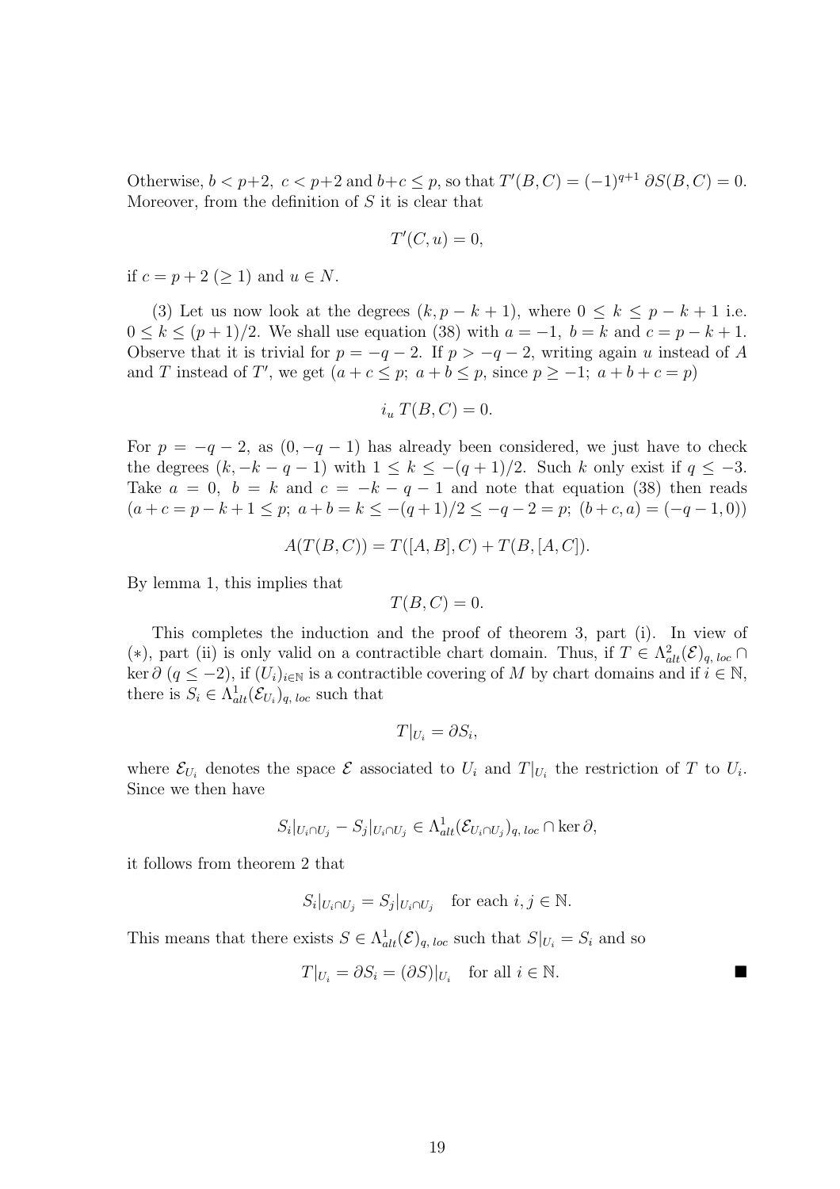Otherwise, $b < p+2$, $c < p+2$ and $b+c \leq p$, so that $T'(B,C) = (-1)^{q+1}\,\partial S(B,C) = 0$. Moreover, from the definition of $S$ it is clear that

$$T'(C,u) = 0,$$

if $c = p+2$ $(\geq 1)$ and $u \in N$.

(3) Let us now look at the degrees $(k, p-k+1)$, where $0 \leq k \leq p-k+1$ i.e. $0 \leq k \leq (p+1)/2$. We shall use equation (38) with $a = -1$, $b = k$ and $c = p-k+1$. Observe that it is trivial for $p = -q-2$. If $p > -q-2$, writing again $u$ instead of $A$ and $T$ instead of $T'$, we get $(a+c \leq p;\ a+b \leq p,$ since $p \geq -1;\ a+b+c = p)$

$$i_u\, T(B,C) = 0.$$

For $p = -q-2$, as $(0, -q-1)$ has already been considered, we just have to check the degrees $(k, -k-q-1)$ with $1 \leq k \leq -(q+1)/2$. Such $k$ only exist if $q \leq -3$. Take $a = 0$, $b = k$ and $c = -k-q-1$ and note that equation (38) then reads $(a+c = p-k+1 \leq p;\ a+b = k \leq -(q+1)/2 \leq -q-2 = p;\ (b+c, a) = (-q-1, 0))$

$$A(T(B,C)) = T([A,B],C) + T(B,[A,C]).$$

By lemma 1, this implies that

$$T(B,C) = 0.$$

This completes the induction and the proof of theorem 3, part (i). In view of $(*)$, part (ii) is only valid on a contractible chart domain. Thus, if $T \in \Lambda^2_{alt}(\mathcal{E})_{q,\,loc} \cap \ker\partial$ $(q \leq -2)$, if $(U_i)_{i\in\mathbb{N}}$ is a contractible covering of $M$ by chart domains and if $i \in \mathbb{N}$, there is $S_i \in \Lambda^1_{alt}(\mathcal{E}_{U_i})_{q,\,loc}$ such that

$$T|_{U_i} = \partial S_i,$$

where $\mathcal{E}_{U_i}$ denotes the space $\mathcal{E}$ associated to $U_i$ and $T|_{U_i}$ the restriction of $T$ to $U_i$. Since we then have

$$S_i|_{U_i\cap U_j} - S_j|_{U_i\cap U_j} \in \Lambda^1_{alt}(\mathcal{E}_{U_i\cap U_j})_{q,\,loc} \cap \ker\partial,$$

it follows from theorem 2 that

$$S_i|_{U_i\cap U_j} = S_j|_{U_i\cap U_j} \quad \text{for each } i,j \in \mathbb{N}.$$

This means that there exists $S \in \Lambda^1_{alt}(\mathcal{E})_{q,\,loc}$ such that $S|_{U_i} = S_i$ and so

$$T|_{U_i} = \partial S_i = (\partial S)|_{U_i} \quad \text{for all } i \in \mathbb{N}. \qquad \blacksquare$$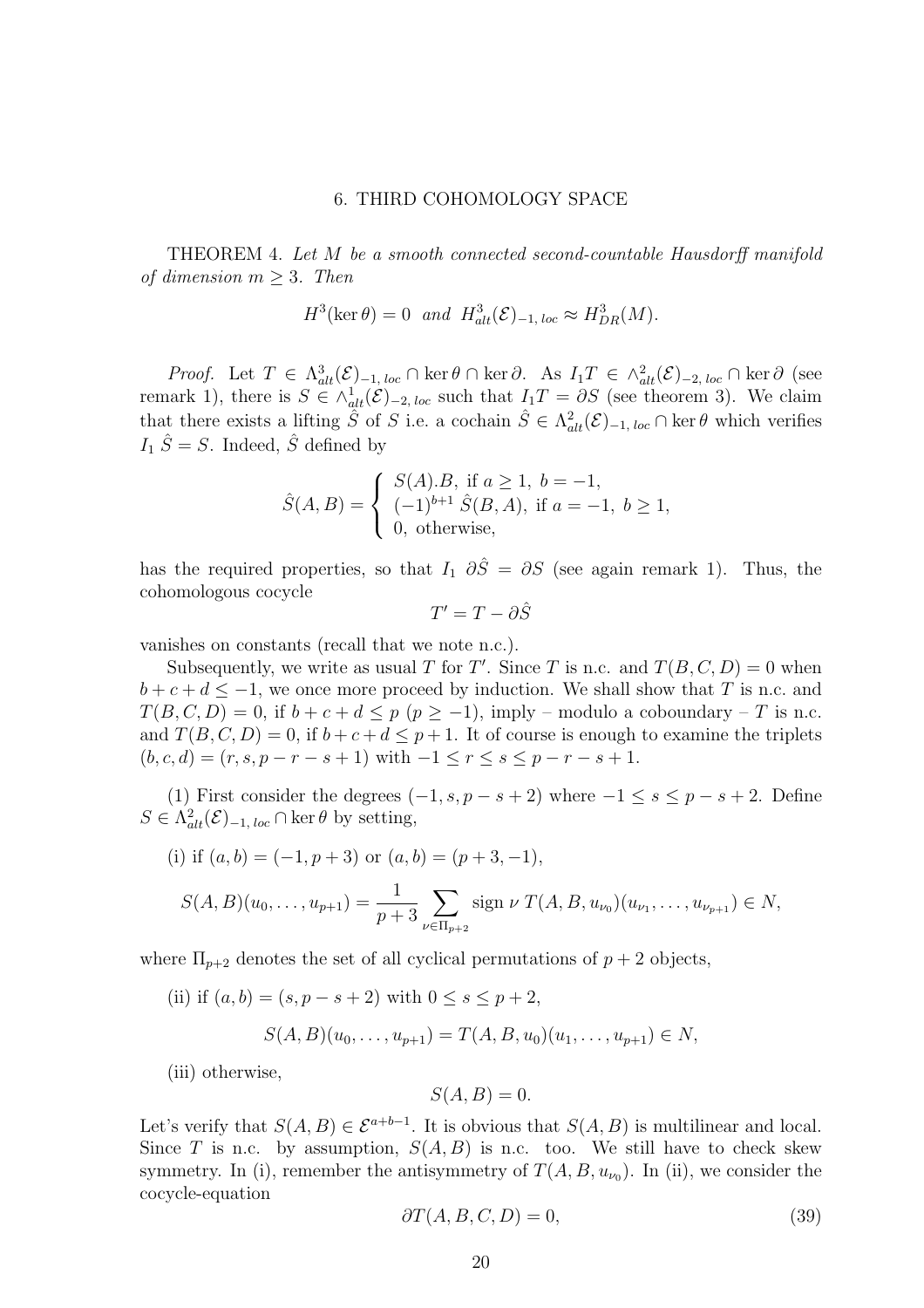## 6. THIRD COHOMOLOGY SPACE

THEOREM 4. *Let $M$ be a smooth connected second-countable Hausdorff manifold of dimension $m \geq 3$. Then*

$$H^3(\ker \theta) = 0 \ \ and \ \ H^3_{alt}(\mathcal{E})_{-1,\,loc} \approx H^3_{DR}(M).$$

*Proof.* Let $T \in \Lambda^3_{alt}(\mathcal{E})_{-1,\,loc} \cap \ker\theta \cap \ker\partial$. As $I_1 T \in \wedge^2_{alt}(\mathcal{E})_{-2,\,loc} \cap \ker\partial$ (see remark 1), there is $S \in \wedge^1_{alt}(\mathcal{E})_{-2,\,loc}$ such that $I_1 T = \partial S$ (see theorem 3). We claim that there exists a lifting $\hat{S}$ of $S$ i.e. a cochain $\hat{S} \in \Lambda^2_{alt}(\mathcal{E})_{-1,\,loc} \cap \ker\theta$ which verifies $I_1\,\hat{S} = S$. Indeed, $\hat{S}$ defined by

$$\hat{S}(A,B) = \begin{cases} S(A).B, \text{ if } a \geq 1,\ b = -1, \\ (-1)^{b+1}\,\hat{S}(B,A), \text{ if } a = -1,\ b \geq 1, \\ 0, \text{ otherwise}, \end{cases}$$

has the required properties, so that $I_1\ \partial\hat{S} = \partial S$ (see again remark 1). Thus, the cohomologous cocycle

$$T' = T - \partial\hat{S}$$

vanishes on constants (recall that we note n.c.).

Subsequently, we write as usual $T$ for $T'$. Since $T$ is n.c. and $T(B,C,D) = 0$ when $b + c + d \leq -1$, we once more proceed by induction. We shall show that $T$ is n.c. and $T(B,C,D) = 0$, if $b + c + d \leq p$ ($p \geq -1$), imply – modulo a coboundary – $T$ is n.c. and $T(B,C,D) = 0$, if $b + c + d \leq p + 1$. It of course is enough to examine the triplets $(b,c,d) = (r, s, p - r - s + 1)$ with $-1 \leq r \leq s \leq p - r - s + 1$.

(1) First consider the degrees $(-1, s, p - s + 2)$ where $-1 \leq s \leq p - s + 2$. Define $S \in \Lambda^2_{alt}(\mathcal{E})_{-1,\,loc} \cap \ker\theta$ by setting,

(i) if $(a,b) = (-1, p+3)$ or $(a,b) = (p+3, -1)$,

$$S(A,B)(u_0, \ldots, u_{p+1}) = \frac{1}{p+3} \sum_{\nu \in \Pi_{p+2}} \text{sign}\ \nu\ T(A,B,u_{\nu_0})(u_{\nu_1}, \ldots, u_{\nu_{p+1}}) \in N,$$

where $\Pi_{p+2}$ denotes the set of all cyclical permutations of $p+2$ objects,

(ii) if $(a,b) = (s, p - s + 2)$ with $0 \leq s \leq p+2$,

$$S(A,B)(u_0, \ldots, u_{p+1}) = T(A,B,u_0)(u_1, \ldots, u_{p+1}) \in N,$$

(iii) otherwise,

$$S(A,B) = 0.$$

Let's verify that $S(A,B) \in \mathcal{E}^{a+b-1}$. It is obvious that $S(A,B)$ is multilinear and local. Since $T$ is n.c. by assumption, $S(A,B)$ is n.c. too. We still have to check skew symmetry. In (i), remember the antisymmetry of $T(A,B,u_{\nu_0})$. In (ii), we consider the cocycle-equation

$$\partial T(A,B,C,D) = 0, \tag{39}$$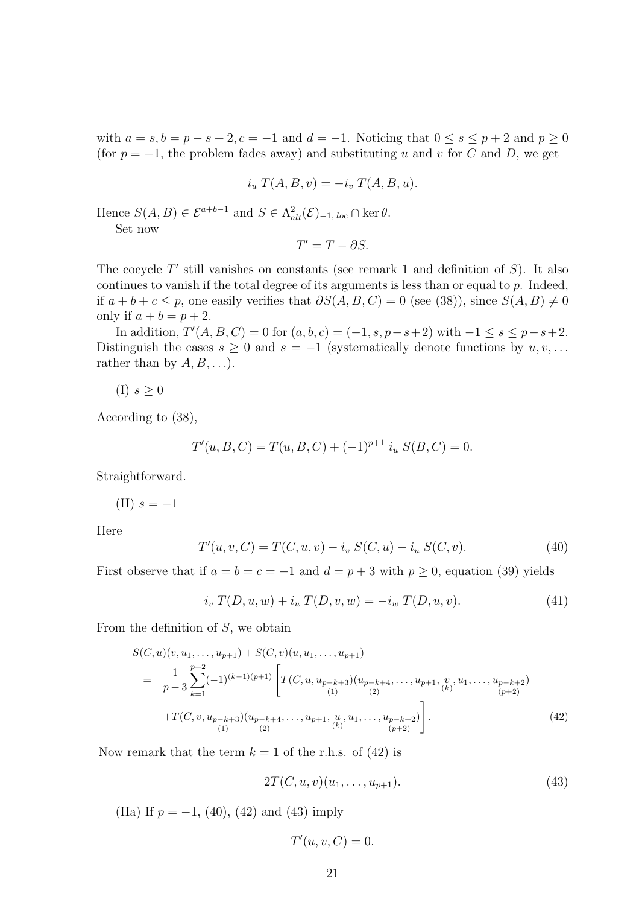with $a = s, b = p - s + 2, c = -1$ and $d = -1$. Noticing that $0 \leq s \leq p + 2$ and $p \geq 0$ (for $p = -1$, the problem fades away) and substituting $u$ and $v$ for $C$ and $D$, we get

$$i_u \, T(A, B, v) = -i_v \, T(A, B, u).$$

Hence $S(A, B) \in \mathcal{E}^{a+b-1}$ and $S \in \Lambda^2_{alt}(\mathcal{E})_{-1,\,loc} \cap \ker \theta$.

Set now

$$T' = T - \partial S.$$

The cocycle $T'$ still vanishes on constants (see remark 1 and definition of $S$). It also continues to vanish if the total degree of its arguments is less than or equal to $p$. Indeed, if $a + b + c \leq p$, one easily verifies that $\partial S(A, B, C) = 0$ (see (38)), since $S(A, B) \neq 0$ only if $a + b = p + 2$.

In addition, $T'(A, B, C) = 0$ for $(a, b, c) = (-1, s, p - s + 2)$ with $-1 \leq s \leq p - s + 2$. Distinguish the cases $s \geq 0$ and $s = -1$ (systematically denote functions by $u, v, \ldots$ rather than by $A, B, \ldots$).

(I) $s \geq 0$

According to (38),

$$T'(u, B, C) = T(u, B, C) + (-1)^{p+1} \, i_u \, S(B, C) = 0.$$

Straightforward.

(II) $s = -1$

Here

$$T'(u, v, C) = T(C, u, v) - i_v \, S(C, u) - i_u \, S(C, v). \tag{40}$$

First observe that if $a = b = c = -1$ and $d = p + 3$ with $p \geq 0$, equation (39) yields

$$i_v \, T(D, u, w) + i_u \, T(D, v, w) = -i_w \, T(D, u, v). \tag{41}$$

From the definition of $S$, we obtain

$$\begin{aligned}
&S(C, u)(v, u_1, \ldots, u_{p+1}) + S(C, v)(u, u_1, \ldots, u_{p+1}) \\
&= \frac{1}{p+3} \sum_{k=1}^{p+2} (-1)^{(k-1)(p+1)} \Bigg[ T(C, u, \underset{(1)}{u_{p-k+3}})(\underset{(2)}{u_{p-k+4}}, \ldots, u_{p+1}, \underset{(k)}{v}, u_1, \ldots, \underset{(p+2)}{u_{p-k+2}}) \\
&\quad + T(C, v, \underset{(1)}{u_{p-k+3}})(\underset{(2)}{u_{p-k+4}}, \ldots, u_{p+1}, \underset{(k)}{u}, u_1, \ldots, \underset{(p+2)}{u_{p-k+2}}) \Bigg].
\end{aligned} \tag{42}$$

Now remark that the term $k = 1$ of the r.h.s. of (42) is

$$2T(C, u, v)(u_1, \ldots, u_{p+1}). \tag{43}$$

(IIa) If $p = -1$, (40), (42) and (43) imply

$$T'(u, v, C) = 0.$$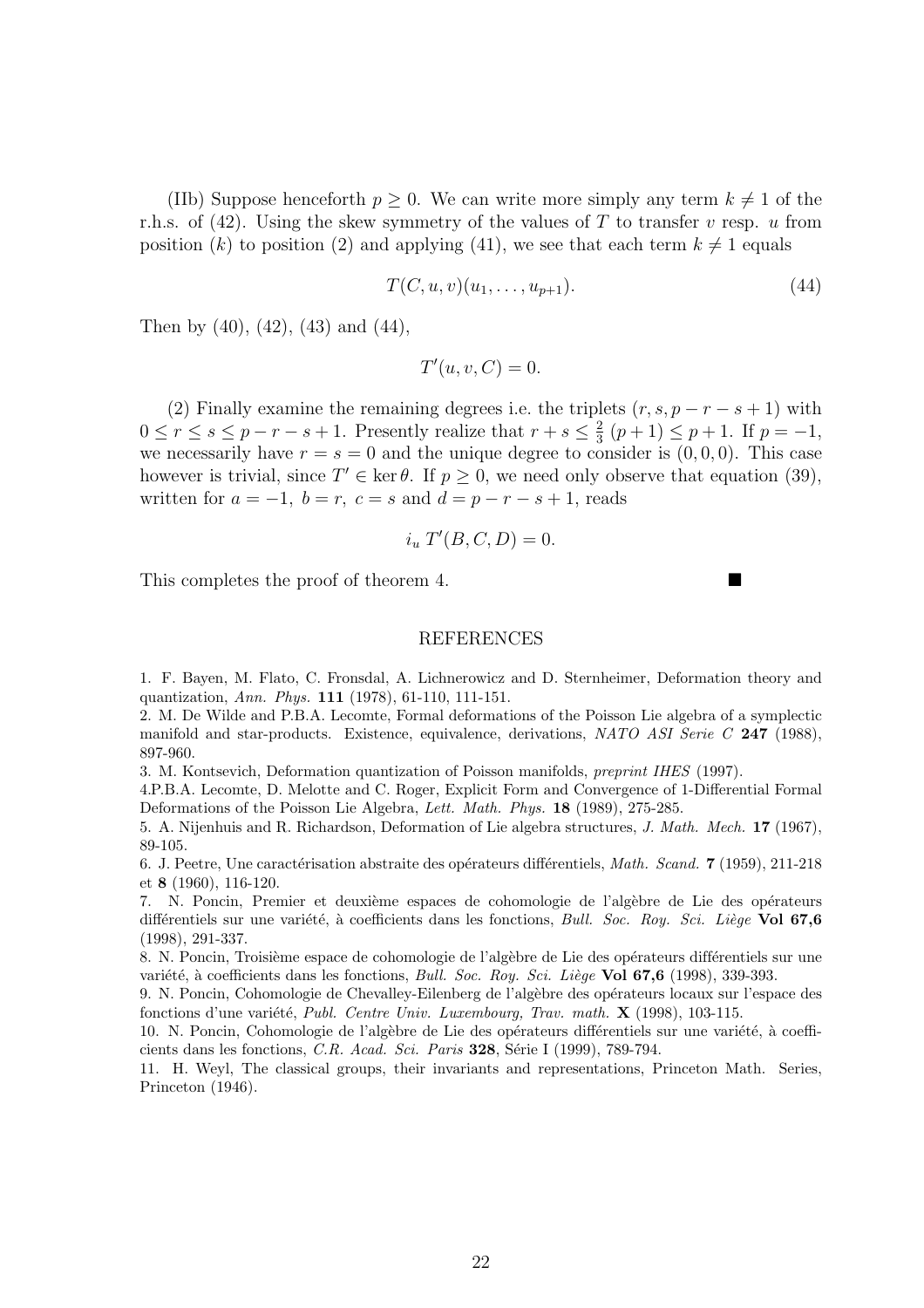(IIb) Suppose henceforth $p \geq 0$. We can write more simply any term $k \neq 1$ of the r.h.s. of (42). Using the skew symmetry of the values of $T$ to transfer $v$ resp. $u$ from position $(k)$ to position (2) and applying (41), we see that each term $k \neq 1$ equals

$$T(C, u, v)(u_1, \ldots, u_{p+1}). \tag{44}$$

Then by (40), (42), (43) and (44),

$$T'(u, v, C) = 0.$$

(2) Finally examine the remaining degrees i.e. the triplets $(r, s, p - r - s + 1)$ with $0 \leq r \leq s \leq p - r - s + 1$. Presently realize that $r + s \leq \frac{2}{3}(p + 1) \leq p + 1$. If $p = -1$, we necessarily have $r = s = 0$ and the unique degree to consider is $(0, 0, 0)$. This case however is trivial, since $T' \in \ker \theta$. If $p \geq 0$, we need only observe that equation (39), written for $a = -1,\ b = r,\ c = s$ and $d = p - r - s + 1$, reads

$$i_u\, T'(B, C, D) = 0.$$

This completes the proof of theorem 4. ■

## REFERENCES

1. F. Bayen, M. Flato, C. Fronsdal, A. Lichnerowicz and D. Sternheimer, Deformation theory and quantization, *Ann. Phys.* **111** (1978), 61-110, 111-151.
2. M. De Wilde and P.B.A. Lecomte, Formal deformations of the Poisson Lie algebra of a symplectic manifold and star-products. Existence, equivalence, derivations, *NATO ASI Serie C* **247** (1988), 897-960.
3. M. Kontsevich, Deformation quantization of Poisson manifolds, *preprint IHES* (1997).
4. P.B.A. Lecomte, D. Melotte and C. Roger, Explicit Form and Convergence of 1-Differential Formal Deformations of the Poisson Lie Algebra, *Lett. Math. Phys.* **18** (1989), 275-285.
5. A. Nijenhuis and R. Richardson, Deformation of Lie algebra structures, *J. Math. Mech.* **17** (1967), 89-105.
6. J. Peetre, Une caractérisation abstraite des opérateurs différentiels, *Math. Scand.* **7** (1959), 211-218 et **8** (1960), 116-120.
7. N. Poncin, Premier et deuxième espaces de cohomologie de l'algèbre de Lie des opérateurs différentiels sur une variété, à coefficients dans les fonctions, *Bull. Soc. Roy. Sci. Liège* **Vol 67,6** (1998), 291-337.
8. N. Poncin, Troisième espace de cohomologie de l'algèbre de Lie des opérateurs différentiels sur une variété, à coefficients dans les fonctions, *Bull. Soc. Roy. Sci. Liège* **Vol 67,6** (1998), 339-393.
9. N. Poncin, Cohomologie de Chevalley-Eilenberg de l'algèbre des opérateurs locaux sur l'espace des fonctions d'une variété, *Publ. Centre Univ. Luxembourg, Trav. math.* **X** (1998), 103-115.
10. N. Poncin, Cohomologie de l'algèbre de Lie des opérateurs différentiels sur une variété, à coefficients dans les fonctions, *C.R. Acad. Sci. Paris* **328**, Série I (1999), 789-794.
11. H. Weyl, The classical groups, their invariants and representations, Princeton Math. Series, Princeton (1946).